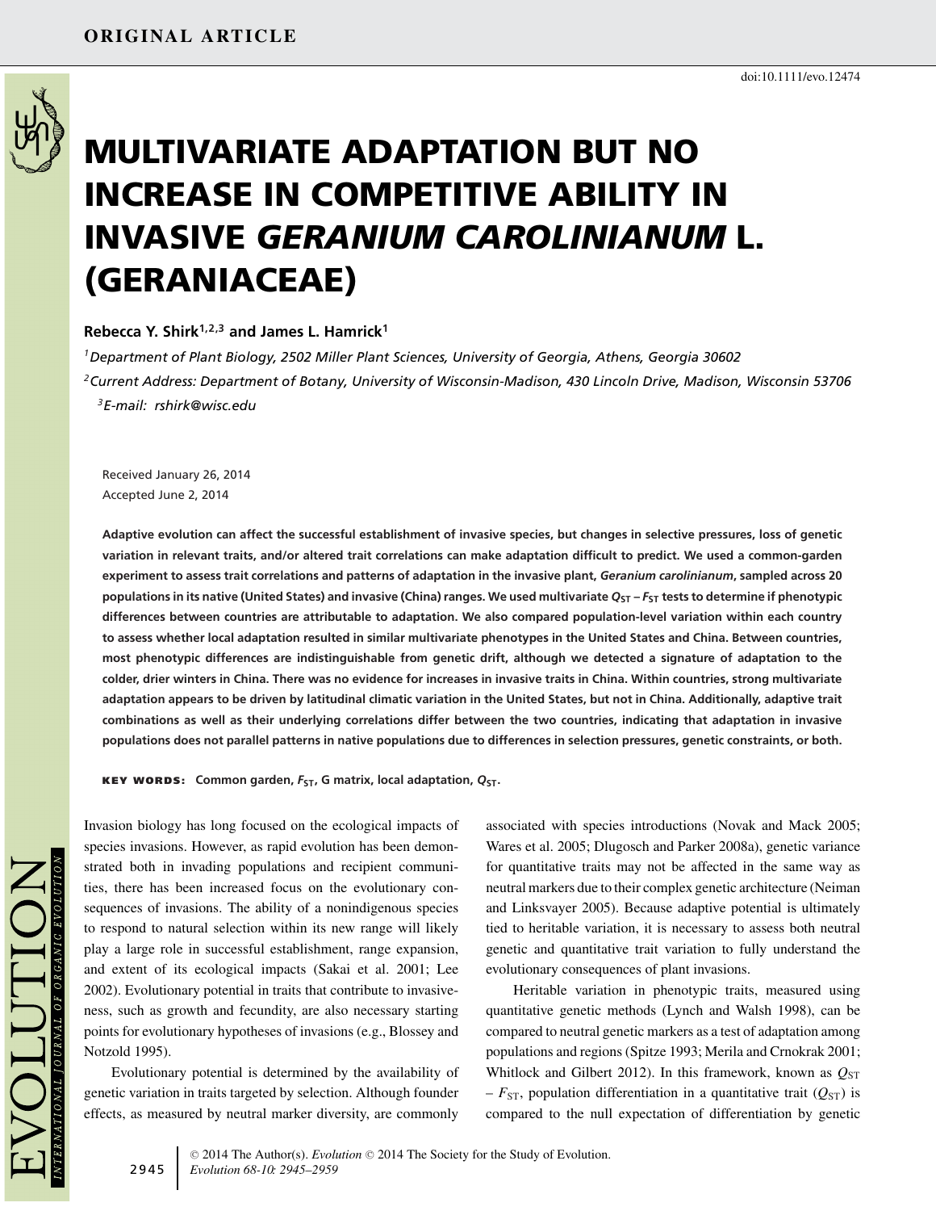ORIGINAL ARTICLE

doi:10.1111/evo.12474

# MULTIVARIATE ADAPTATION BUT NO INCREASE IN COMPETITIVE ABILITY IN INVASIVE *GERANIUM CAROLINIANUM* L. (GERANIACEAE)

**Rebecca Y. Shirk[1,2,3] and James L. Hamrick[1]**

[1]*Department of Plant Biology, 2502 Miller Plant Sciences, University of Georgia, Athens, Georgia 30602*

[2]*Current Address: Department of Botany, University of Wisconsin-Madison, 430 Lincoln Drive, Madison, Wisconsin 53706*

[3]*E-mail: rshirk@wisc.edu*

Received January 26, 2014
Accepted June 2, 2014

**Adaptive evolution can affect the successful establishment of invasive species, but changes in selective pressures, loss of genetic variation in relevant traits, and/or altered trait correlations can make adaptation difficult to predict. We used a common-garden experiment to assess trait correlations and patterns of adaptation in the invasive plant, *Geranium carolinianum*, sampled across 20 populations in its native (United States) and invasive (China) ranges. We used multivariate $Q_{ST} - F_{ST}$ tests to determine if phenotypic differences between countries are attributable to adaptation. We also compared population-level variation within each country to assess whether local adaptation resulted in similar multivariate phenotypes in the United States and China. Between countries, most phenotypic differences are indistinguishable from genetic drift, although we detected a signature of adaptation to the colder, drier winters in China. There was no evidence for increases in invasive traits in China. Within countries, strong multivariate adaptation appears to be driven by latitudinal climatic variation in the United States, but not in China. Additionally, adaptive trait combinations as well as their underlying correlations differ between the two countries, indicating that adaptation in invasive populations does not parallel patterns in native populations due to differences in selection pressures, genetic constraints, or both.**

**KEY WORDS:** Common garden, $F_{ST}$, G matrix, local adaptation, $Q_{ST}$.

Invasion biology has long focused on the ecological impacts of species invasions. However, as rapid evolution has been demonstrated both in invading populations and recipient communities, there has been increased focus on the evolutionary consequences of invasions. The ability of a nonindigenous species to respond to natural selection within its new range will likely play a large role in successful establishment, range expansion, and extent of its ecological impacts (Sakai et al. 2001; Lee 2002). Evolutionary potential in traits that contribute to invasiveness, such as growth and fecundity, are also necessary starting points for evolutionary hypotheses of invasions (e.g., Blossey and Notzold 1995).

Evolutionary potential is determined by the availability of genetic variation in traits targeted by selection. Although founder effects, as measured by neutral marker diversity, are commonly associated with species introductions (Novak and Mack 2005; Wares et al. 2005; Dlugosch and Parker 2008a), genetic variance for quantitative traits may not be affected in the same way as neutral markers due to their complex genetic architecture (Neiman and Linksvayer 2005). Because adaptive potential is ultimately tied to heritable variation, it is necessary to assess both neutral genetic and quantitative trait variation to fully understand the evolutionary consequences of plant invasions.

Heritable variation in phenotypic traits, measured using quantitative genetic methods (Lynch and Walsh 1998), can be compared to neutral genetic markers as a test of adaptation among populations and regions (Spitze 1993; Merila and Crnokrak 2001; Whitlock and Gilbert 2012). In this framework, known as $Q_{ST} - F_{ST}$, population differentiation in a quantitative trait ($Q_{ST}$) is compared to the null expectation of differentiation by genetic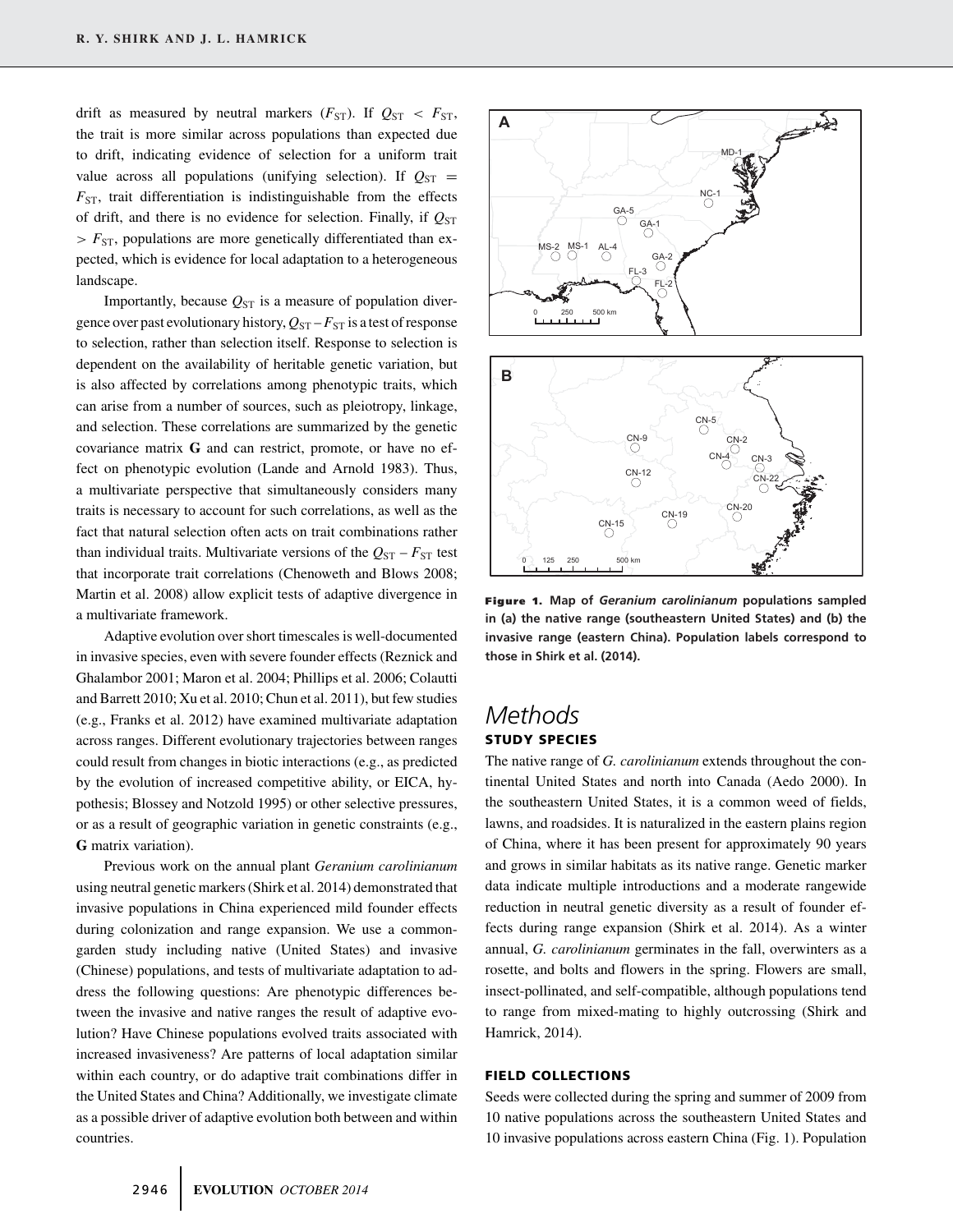drift as measured by neutral markers ($F_{ST}$). If $Q_{ST} < F_{ST}$, the trait is more similar across populations than expected due to drift, indicating evidence of selection for a uniform trait value across all populations (unifying selection). If $Q_{ST} = F_{ST}$, trait differentiation is indistinguishable from the effects of drift, and there is no evidence for selection. Finally, if $Q_{ST} > F_{ST}$, populations are more genetically differentiated than expected, which is evidence for local adaptation to a heterogeneous landscape.

Importantly, because $Q_{ST}$ is a measure of population divergence over past evolutionary history, $Q_{ST} - F_{ST}$ is a test of response to selection, rather than selection itself. Response to selection is dependent on the availability of heritable genetic variation, but is also affected by correlations among phenotypic traits, which can arise from a number of sources, such as pleiotropy, linkage, and selection. These correlations are summarized by the genetic covariance matrix **G** and can restrict, promote, or have no effect on phenotypic evolution (Lande and Arnold 1983). Thus, a multivariate perspective that simultaneously considers many traits is necessary to account for such correlations, as well as the fact that natural selection often acts on trait combinations rather than individual traits. Multivariate versions of the $Q_{ST} - F_{ST}$ test that incorporate trait correlations (Chenoweth and Blows 2008; Martin et al. 2008) allow explicit tests of adaptive divergence in a multivariate framework.

Adaptive evolution over short timescales is well-documented in invasive species, even with severe founder effects (Reznick and Ghalambor 2001; Maron et al. 2004; Phillips et al. 2006; Colautti and Barrett 2010; Xu et al. 2010; Chun et al. 2011), but few studies (e.g., Franks et al. 2012) have examined multivariate adaptation across ranges. Different evolutionary trajectories between ranges could result from changes in biotic interactions (e.g., as predicted by the evolution of increased competitive ability, or EICA, hypothesis; Blossey and Notzold 1995) or other selective pressures, or as a result of geographic variation in genetic constraints (e.g., **G** matrix variation).

Previous work on the annual plant *Geranium carolinianum* using neutral genetic markers (Shirk et al. 2014) demonstrated that invasive populations in China experienced mild founder effects during colonization and range expansion. We use a common-garden study including native (United States) and invasive (Chinese) populations, and tests of multivariate adaptation to address the following questions: Are phenotypic differences between the invasive and native ranges the result of adaptive evolution? Have Chinese populations evolved traits associated with increased invasiveness? Are patterns of local adaptation similar within each country, or do adaptive trait combinations differ in the United States and China? Additionally, we investigate climate as a possible driver of adaptive evolution both between and within countries.

**Figure 1.** Map of *Geranium carolinianum* populations sampled in (a) the native range (southeastern United States) and (b) the invasive range (eastern China). Population labels correspond to those in Shirk et al. (2014).

# Methods

## STUDY SPECIES

The native range of *G. carolinianum* extends throughout the continental United States and north into Canada (Aedo 2000). In the southeastern United States, it is a common weed of fields, lawns, and roadsides. It is naturalized in the eastern plains region of China, where it has been present for approximately 90 years and grows in similar habitats as its native range. Genetic marker data indicate multiple introductions and a moderate rangewide reduction in neutral genetic diversity as a result of founder effects during range expansion (Shirk et al. 2014). As a winter annual, *G. carolinianum* germinates in the fall, overwinters as a rosette, and bolts and flowers in the spring. Flowers are small, insect-pollinated, and self-compatible, although populations tend to range from mixed-mating to highly outcrossing (Shirk and Hamrick, 2014).

## FIELD COLLECTIONS

Seeds were collected during the spring and summer of 2009 from 10 native populations across the southeastern United States and 10 invasive populations across eastern China (Fig. 1). Population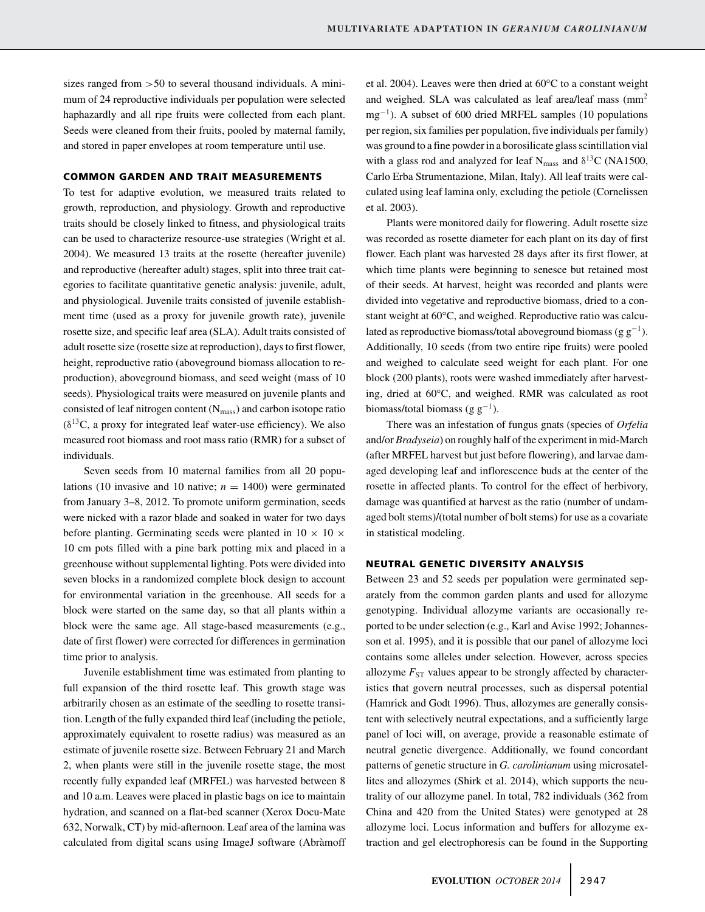sizes ranged from >50 to several thousand individuals. A minimum of 24 reproductive individuals per population were selected haphazardly and all ripe fruits were collected from each plant. Seeds were cleaned from their fruits, pooled by maternal family, and stored in paper envelopes at room temperature until use.

### COMMON GARDEN AND TRAIT MEASUREMENTS

To test for adaptive evolution, we measured traits related to growth, reproduction, and physiology. Growth and reproductive traits should be closely linked to fitness, and physiological traits can be used to characterize resource-use strategies (Wright et al. 2004). We measured 13 traits at the rosette (hereafter juvenile) and reproductive (hereafter adult) stages, split into three trait categories to facilitate quantitative genetic analysis: juvenile, adult, and physiological. Juvenile traits consisted of juvenile establishment time (used as a proxy for juvenile growth rate), juvenile rosette size, and specific leaf area (SLA). Adult traits consisted of adult rosette size (rosette size at reproduction), days to first flower, height, reproductive ratio (aboveground biomass allocation to reproduction), aboveground biomass, and seed weight (mass of 10 seeds). Physiological traits were measured on juvenile plants and consisted of leaf nitrogen content ($N_{mass}$) and carbon isotope ratio ($\delta^{13}C$, a proxy for integrated leaf water-use efficiency). We also measured root biomass and root mass ratio (RMR) for a subset of individuals.

Seven seeds from 10 maternal families from all 20 populations (10 invasive and 10 native; $n = 1400$) were germinated from January 3–8, 2012. To promote uniform germination, seeds were nicked with a razor blade and soaked in water for two days before planting. Germinating seeds were planted in $10 \times 10 \times 10$ cm pots filled with a pine bark potting mix and placed in a greenhouse without supplemental lighting. Pots were divided into seven blocks in a randomized complete block design to account for environmental variation in the greenhouse. All seeds for a block were started on the same day, so that all plants within a block were the same age. All stage-based measurements (e.g., date of first flower) were corrected for differences in germination time prior to analysis.

Juvenile establishment time was estimated from planting to full expansion of the third rosette leaf. This growth stage was arbitrarily chosen as an estimate of the seedling to rosette transition. Length of the fully expanded third leaf (including the petiole, approximately equivalent to rosette radius) was measured as an estimate of juvenile rosette size. Between February 21 and March 2, when plants were still in the juvenile rosette stage, the most recently fully expanded leaf (MRFEL) was harvested between 8 and 10 a.m. Leaves were placed in plastic bags on ice to maintain hydration, and scanned on a flat-bed scanner (Xerox Docu-Mate 632, Norwalk, CT) by mid-afternoon. Leaf area of the lamina was calculated from digital scans using ImageJ software (Abràmoff et al. 2004). Leaves were then dried at 60°C to a constant weight and weighed. SLA was calculated as leaf area/leaf mass ($mm^2$ $mg^{-1}$). A subset of 600 dried MRFEL samples (10 populations per region, six families per population, five individuals per family) was ground to a fine powder in a borosilicate glass scintillation vial with a glass rod and analyzed for leaf $N_{mass}$ and $\delta^{13}C$ (NA1500, Carlo Erba Strumentazione, Milan, Italy). All leaf traits were calculated using leaf lamina only, excluding the petiole (Cornelissen et al. 2003).

Plants were monitored daily for flowering. Adult rosette size was recorded as rosette diameter for each plant on its day of first flower. Each plant was harvested 28 days after its first flower, at which time plants were beginning to senesce but retained most of their seeds. At harvest, height was recorded and plants were divided into vegetative and reproductive biomass, dried to a constant weight at 60°C, and weighed. Reproductive ratio was calculated as reproductive biomass/total aboveground biomass (g $g^{-1}$). Additionally, 10 seeds (from two entire ripe fruits) were pooled and weighed to calculate seed weight for each plant. For one block (200 plants), roots were washed immediately after harvesting, dried at 60°C, and weighed. RMR was calculated as root biomass/total biomass (g $g^{-1}$).

There was an infestation of fungus gnats (species of *Orfelia* and/or *Bradyseia*) on roughly half of the experiment in mid-March (after MRFEL harvest but just before flowering), and larvae damaged developing leaf and inflorescence buds at the center of the rosette in affected plants. To control for the effect of herbivory, damage was quantified at harvest as the ratio (number of undamaged bolt stems)/(total number of bolt stems) for use as a covariate in statistical modeling.

### NEUTRAL GENETIC DIVERSITY ANALYSIS

Between 23 and 52 seeds per population were germinated separately from the common garden plants and used for allozyme genotyping. Individual allozyme variants are occasionally reported to be under selection (e.g., Karl and Avise 1992; Johannesson et al. 1995), and it is possible that our panel of allozyme loci contains some alleles under selection. However, across species allozyme $F_{ST}$ values appear to be strongly affected by characteristics that govern neutral processes, such as dispersal potential (Hamrick and Godt 1996). Thus, allozymes are generally consistent with selectively neutral expectations, and a sufficiently large panel of loci will, on average, provide a reasonable estimate of neutral genetic divergence. Additionally, we found concordant patterns of genetic structure in *G. carolinianum* using microsatellites and allozymes (Shirk et al. 2014), which supports the neutrality of our allozyme panel. In total, 782 individuals (362 from China and 420 from the United States) were genotyped at 28 allozyme loci. Locus information and buffers for allozyme extraction and gel electrophoresis can be found in the Supporting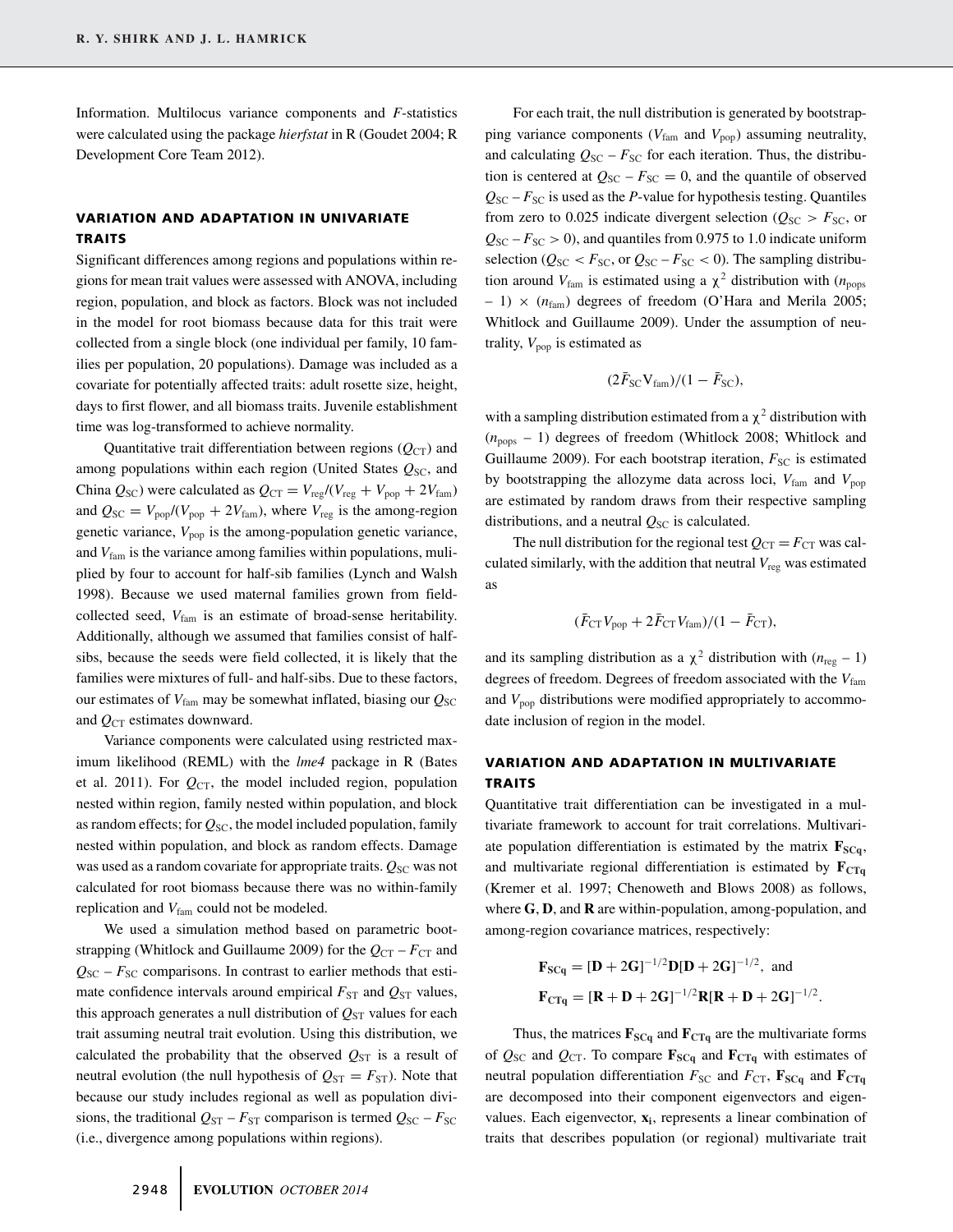Information. Multilocus variance components and *F*-statistics were calculated using the package *hierfstat* in R (Goudet 2004; R Development Core Team 2012).

## VARIATION AND ADAPTATION IN UNIVARIATE TRAITS

Significant differences among regions and populations within regions for mean trait values were assessed with ANOVA, including region, population, and block as factors. Block was not included in the model for root biomass because data for this trait were collected from a single block (one individual per family, 10 families per population, 20 populations). Damage was included as a covariate for potentially affected traits: adult rosette size, height, days to first flower, and all biomass traits. Juvenile establishment time was log-transformed to achieve normality.

Quantitative trait differentiation between regions ($Q_{CT}$) and among populations within each region (United States $Q_{SC}$, and China $Q_{SC}$) were calculated as $Q_{CT} = V_{reg}/(V_{reg} + V_{pop} + 2V_{fam})$ and $Q_{SC} = V_{pop}/(V_{pop} + 2V_{fam})$, where $V_{reg}$ is the among-region genetic variance, $V_{pop}$ is the among-population genetic variance, and $V_{fam}$ is the variance among families within populations, muliplied by four to account for half-sib families (Lynch and Walsh 1998). Because we used maternal families grown from field-collected seed, $V_{fam}$ is an estimate of broad-sense heritability. Additionally, although we assumed that families consist of half-sibs, because the seeds were field collected, it is likely that the families were mixtures of full- and half-sibs. Due to these factors, our estimates of $V_{fam}$ may be somewhat inflated, biasing our $Q_{SC}$ and $Q_{CT}$ estimates downward.

Variance components were calculated using restricted maximum likelihood (REML) with the *lme4* package in R (Bates et al. 2011). For $Q_{CT}$, the model included region, population nested within region, family nested within population, and block as random effects; for $Q_{SC}$, the model included population, family nested within population, and block as random effects. Damage was used as a random covariate for appropriate traits. $Q_{SC}$ was not calculated for root biomass because there was no within-family replication and $V_{fam}$ could not be modeled.

We used a simulation method based on parametric bootstrapping (Whitlock and Guillaume 2009) for the $Q_{CT} - F_{CT}$ and $Q_{SC} - F_{SC}$ comparisons. In contrast to earlier methods that estimate confidence intervals around empirical $F_{ST}$ and $Q_{ST}$ values, this approach generates a null distribution of $Q_{ST}$ values for each trait assuming neutral trait evolution. Using this distribution, we calculated the probability that the observed $Q_{ST}$ is a result of neutral evolution (the null hypothesis of $Q_{ST} = F_{ST}$). Note that because our study includes regional as well as population divisions, the traditional $Q_{ST} - F_{ST}$ comparison is termed $Q_{SC} - F_{SC}$ (i.e., divergence among populations within regions).

For each trait, the null distribution is generated by bootstrapping variance components ($V_{fam}$ and $V_{pop}$) assuming neutrality, and calculating $Q_{SC} - F_{SC}$ for each iteration. Thus, the distribution is centered at $Q_{SC} - F_{SC} = 0$, and the quantile of observed $Q_{SC} - F_{SC}$ is used as the *P*-value for hypothesis testing. Quantiles from zero to 0.025 indicate divergent selection ($Q_{SC} > F_{SC}$, or $Q_{SC} - F_{SC} > 0$), and quantiles from 0.975 to 1.0 indicate uniform selection ($Q_{SC} < F_{SC}$, or $Q_{SC} - F_{SC} < 0$). The sampling distribution around $V_{fam}$ is estimated using a $\chi^2$ distribution with $(n_{pops} - 1) \times (n_{fam})$ degrees of freedom (O'Hara and Merila 2005; Whitlock and Guillaume 2009). Under the assumption of neutrality, $V_{pop}$ is estimated as

$$(2\bar{F}_{SC}V_{fam})/(1 - \bar{F}_{SC}),$$

with a sampling distribution estimated from a $\chi^2$ distribution with $(n_{pops} - 1)$ degrees of freedom (Whitlock 2008; Whitlock and Guillaume 2009). For each bootstrap iteration, $F_{SC}$ is estimated by bootstrapping the allozyme data across loci, $V_{fam}$ and $V_{pop}$ are estimated by random draws from their respective sampling distributions, and a neutral $Q_{SC}$ is calculated.

The null distribution for the regional test $Q_{CT} = F_{CT}$ was calculated similarly, with the addition that neutral $V_{reg}$ was estimated as

$$(\bar{F}_{CT}V_{pop} + 2\bar{F}_{CT}V_{fam})/(1 - \bar{F}_{CT}),$$

and its sampling distribution as a $\chi^2$ distribution with $(n_{reg} - 1)$ degrees of freedom. Degrees of freedom associated with the $V_{fam}$ and $V_{pop}$ distributions were modified appropriately to accommodate inclusion of region in the model.

## VARIATION AND ADAPTATION IN MULTIVARIATE TRAITS

Quantitative trait differentiation can be investigated in a multivariate framework to account for trait correlations. Multivariate population differentiation is estimated by the matrix $\mathbf{F_{SCq}}$, and multivariate regional differentiation is estimated by $\mathbf{F_{CTq}}$ (Kremer et al. 1997; Chenoweth and Blows 2008) as follows, where $\mathbf{G}$, $\mathbf{D}$, and $\mathbf{R}$ are within-population, among-population, and among-region covariance matrices, respectively:

$$\mathbf{F_{SCq}} = [\mathbf{D} + 2\mathbf{G}]^{-1/2}\mathbf{D}[\mathbf{D} + 2\mathbf{G}]^{-1/2}, \text{ and}$$

$$\mathbf{F_{CTq}} = [\mathbf{R} + \mathbf{D} + 2\mathbf{G}]^{-1/2}\mathbf{R}[\mathbf{R} + \mathbf{D} + 2\mathbf{G}]^{-1/2}.$$

Thus, the matrices $\mathbf{F_{SCq}}$ and $\mathbf{F_{CTq}}$ are the multivariate forms of $Q_{SC}$ and $Q_{CT}$. To compare $\mathbf{F_{SCq}}$ and $\mathbf{F_{CTq}}$ with estimates of neutral population differentiation $F_{SC}$ and $F_{CT}$, $\mathbf{F_{SCq}}$ and $\mathbf{F_{CTq}}$ are decomposed into their component eigenvectors and eigenvalues. Each eigenvector, $\mathbf{x_i}$, represents a linear combination of traits that describes population (or regional) multivariate trait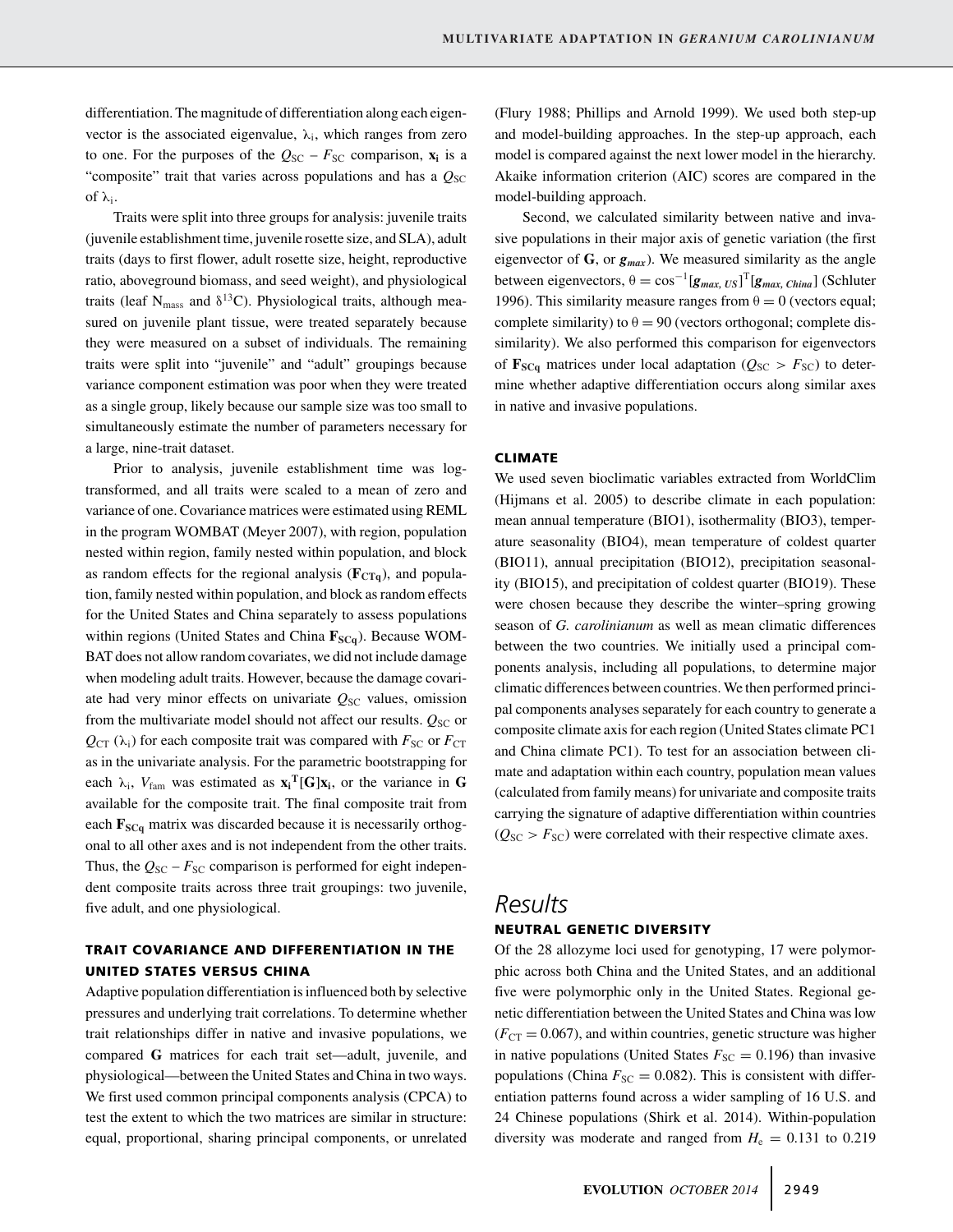differentiation. The magnitude of differentiation along each eigenvector is the associated eigenvalue, $\lambda_i$, which ranges from zero to one. For the purposes of the $Q_{SC} - F_{SC}$ comparison, $\mathbf{x_i}$ is a "composite" trait that varies across populations and has a $Q_{SC}$ of $\lambda_i$.

Traits were split into three groups for analysis: juvenile traits (juvenile establishment time, juvenile rosette size, and SLA), adult traits (days to first flower, adult rosette size, height, reproductive ratio, aboveground biomass, and seed weight), and physiological traits (leaf $N_{mass}$ and $\delta^{13}C$). Physiological traits, although measured on juvenile plant tissue, were treated separately because they were measured on a subset of individuals. The remaining traits were split into "juvenile" and "adult" groupings because variance component estimation was poor when they were treated as a single group, likely because our sample size was too small to simultaneously estimate the number of parameters necessary for a large, nine-trait dataset.

Prior to analysis, juvenile establishment time was log-transformed, and all traits were scaled to a mean of zero and variance of one. Covariance matrices were estimated using REML in the program WOMBAT (Meyer 2007), with region, population nested within region, family nested within population, and block as random effects for the regional analysis ($\mathbf{F_{CTq}}$), and population, family nested within population, and block as random effects for the United States and China separately to assess populations within regions (United States and China $\mathbf{F_{SCq}}$). Because WOMBAT does not allow random covariates, we did not include damage when modeling adult traits. However, because the damage covariate had very minor effects on univariate $Q_{SC}$ values, omission from the multivariate model should not affect our results. $Q_{SC}$ or $Q_{CT}$ ($\lambda_i$) for each composite trait was compared with $F_{SC}$ or $F_{CT}$ as in the univariate analysis. For the parametric bootstrapping for each $\lambda_i$, $V_{fam}$ was estimated as $\mathbf{x_i}^T[\mathbf{G}]\mathbf{x_i}$, or the variance in $\mathbf{G}$ available for the composite trait. The final composite trait from each $\mathbf{F_{SCq}}$ matrix was discarded because it is necessarily orthogonal to all other axes and is not independent from the other traits. Thus, the $Q_{SC} - F_{SC}$ comparison is performed for eight independent composite traits across three trait groupings: two juvenile, five adult, and one physiological.

### TRAIT COVARIANCE AND DIFFERENTIATION IN THE UNITED STATES VERSUS CHINA

Adaptive population differentiation is influenced both by selective pressures and underlying trait correlations. To determine whether trait relationships differ in native and invasive populations, we compared $\mathbf{G}$ matrices for each trait set—adult, juvenile, and physiological—between the United States and China in two ways. We first used common principal components analysis (CPCA) to test the extent to which the two matrices are similar in structure: equal, proportional, sharing principal components, or unrelated (Flury 1988; Phillips and Arnold 1999). We used both step-up and model-building approaches. In the step-up approach, each model is compared against the next lower model in the hierarchy. Akaike information criterion (AIC) scores are compared in the model-building approach.

Second, we calculated similarity between native and invasive populations in their major axis of genetic variation (the first eigenvector of $\mathbf{G}$, or $\boldsymbol{g_{max}}$). We measured similarity as the angle between eigenvectors, $\theta = \cos^{-1}[\boldsymbol{g_{max,\,US}}]^T[\boldsymbol{g_{max,\,China}}]$ (Schluter 1996). This similarity measure ranges from $\theta = 0$ (vectors equal; complete similarity) to $\theta = 90$ (vectors orthogonal; complete dissimilarity). We also performed this comparison for eigenvectors of $\mathbf{F_{SCq}}$ matrices under local adaptation ($Q_{SC} > F_{SC}$) to determine whether adaptive differentiation occurs along similar axes in native and invasive populations.

### CLIMATE

We used seven bioclimatic variables extracted from WorldClim (Hijmans et al. 2005) to describe climate in each population: mean annual temperature (BIO1), isothermality (BIO3), temperature seasonality (BIO4), mean temperature of coldest quarter (BIO11), annual precipitation (BIO12), precipitation seasonality (BIO15), and precipitation of coldest quarter (BIO19). These were chosen because they describe the winter–spring growing season of *G. carolinianum* as well as mean climatic differences between the two countries. We initially used a principal components analysis, including all populations, to determine major climatic differences between countries. We then performed principal components analyses separately for each country to generate a composite climate axis for each region (United States climate PC1 and China climate PC1). To test for an association between climate and adaptation within each country, population mean values (calculated from family means) for univariate and composite traits carrying the signature of adaptive differentiation within countries ($Q_{SC} > F_{SC}$) were correlated with their respective climate axes.

## Results

### NEUTRAL GENETIC DIVERSITY

Of the 28 allozyme loci used for genotyping, 17 were polymorphic across both China and the United States, and an additional five were polymorphic only in the United States. Regional genetic differentiation between the United States and China was low ($F_{CT} = 0.067$), and within countries, genetic structure was higher in native populations (United States $F_{SC} = 0.196$) than invasive populations (China $F_{SC} = 0.082$). This is consistent with differentiation patterns found across a wider sampling of 16 U.S. and 24 Chinese populations (Shirk et al. 2014). Within-population diversity was moderate and ranged from $H_e = 0.131$ to 0.219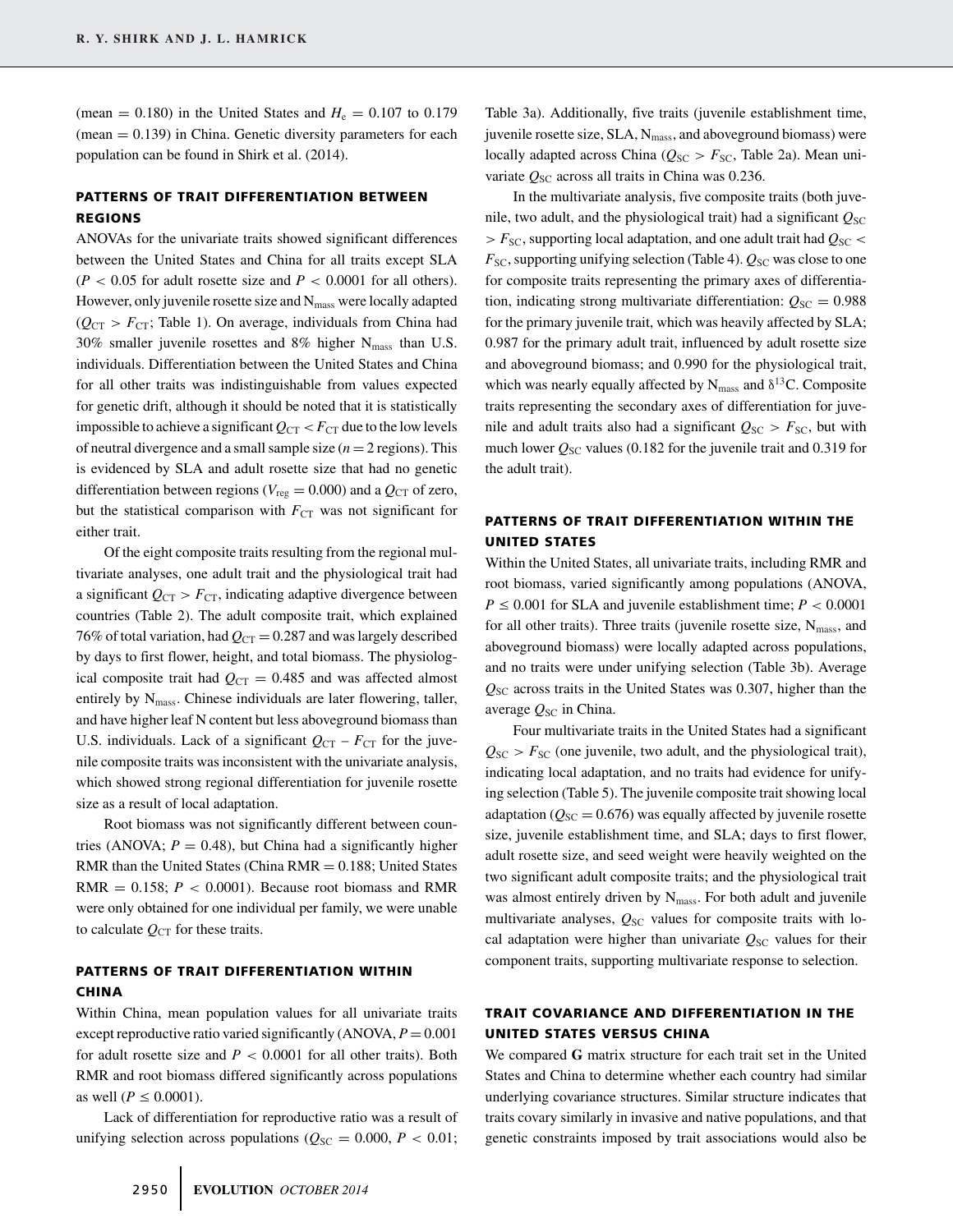(mean = 0.180) in the United States and $H_e = 0.107$ to 0.179 (mean = 0.139) in China. Genetic diversity parameters for each population can be found in Shirk et al. (2014).

## PATTERNS OF TRAIT DIFFERENTIATION BETWEEN REGIONS

ANOVAs for the univariate traits showed significant differences between the United States and China for all traits except SLA ($P < 0.05$ for adult rosette size and $P < 0.0001$ for all others). However, only juvenile rosette size and $N_{mass}$ were locally adapted ($Q_{CT} > F_{CT}$; Table 1). On average, individuals from China had 30% smaller juvenile rosettes and 8% higher $N_{mass}$ than U.S. individuals. Differentiation between the United States and China for all other traits was indistinguishable from values expected for genetic drift, although it should be noted that it is statistically impossible to achieve a significant $Q_{CT} < F_{CT}$ due to the low levels of neutral divergence and a small sample size ($n = 2$ regions). This is evidenced by SLA and adult rosette size that had no genetic differentiation between regions ($V_{reg} = 0.000$) and a $Q_{CT}$ of zero, but the statistical comparison with $F_{CT}$ was not significant for either trait.

Of the eight composite traits resulting from the regional multivariate analyses, one adult trait and the physiological trait had a significant $Q_{CT} > F_{CT}$, indicating adaptive divergence between countries (Table 2). The adult composite trait, which explained 76% of total variation, had $Q_{CT} = 0.287$ and was largely described by days to first flower, height, and total biomass. The physiological composite trait had $Q_{CT} = 0.485$ and was affected almost entirely by $N_{mass}$. Chinese individuals are later flowering, taller, and have higher leaf N content but less aboveground biomass than U.S. individuals. Lack of a significant $Q_{CT} - F_{CT}$ for the juvenile composite traits was inconsistent with the univariate analysis, which showed strong regional differentiation for juvenile rosette size as a result of local adaptation.

Root biomass was not significantly different between countries (ANOVA; $P = 0.48$), but China had a significantly higher RMR than the United States (China RMR = 0.188; United States RMR = 0.158; $P < 0.0001$). Because root biomass and RMR were only obtained for one individual per family, we were unable to calculate $Q_{CT}$ for these traits.

## PATTERNS OF TRAIT DIFFERENTIATION WITHIN CHINA

Within China, mean population values for all univariate traits except reproductive ratio varied significantly (ANOVA, $P = 0.001$ for adult rosette size and $P < 0.0001$ for all other traits). Both RMR and root biomass differed significantly across populations as well ($P \leq 0.0001$).

Lack of differentiation for reproductive ratio was a result of unifying selection across populations ($Q_{SC} = 0.000$, $P < 0.01$; Table 3a). Additionally, five traits (juvenile establishment time, juvenile rosette size, SLA, $N_{mass}$, and aboveground biomass) were locally adapted across China ($Q_{SC} > F_{SC}$, Table 2a). Mean univariate $Q_{SC}$ across all traits in China was 0.236.

In the multivariate analysis, five composite traits (both juvenile, two adult, and the physiological trait) had a significant $Q_{SC} > F_{SC}$, supporting local adaptation, and one adult trait had $Q_{SC} < F_{SC}$, supporting unifying selection (Table 4). $Q_{SC}$ was close to one for composite traits representing the primary axes of differentiation, indicating strong multivariate differentiation: $Q_{SC} = 0.988$ for the primary juvenile trait, which was heavily affected by SLA; 0.987 for the primary adult trait, influenced by adult rosette size and aboveground biomass; and 0.990 for the physiological trait, which was nearly equally affected by $N_{mass}$ and $\delta^{13}C$. Composite traits representing the secondary axes of differentiation for juvenile and adult traits also had a significant $Q_{SC} > F_{SC}$, but with much lower $Q_{SC}$ values (0.182 for the juvenile trait and 0.319 for the adult trait).

## PATTERNS OF TRAIT DIFFERENTIATION WITHIN THE UNITED STATES

Within the United States, all univariate traits, including RMR and root biomass, varied significantly among populations (ANOVA, $P \leq 0.001$ for SLA and juvenile establishment time; $P < 0.0001$ for all other traits). Three traits (juvenile rosette size, $N_{mass}$, and aboveground biomass) were locally adapted across populations, and no traits were under unifying selection (Table 3b). Average $Q_{SC}$ across traits in the United States was 0.307, higher than the average $Q_{SC}$ in China.

Four multivariate traits in the United States had a significant $Q_{SC} > F_{SC}$ (one juvenile, two adult, and the physiological trait), indicating local adaptation, and no traits had evidence for unifying selection (Table 5). The juvenile composite trait showing local adaptation ($Q_{SC} = 0.676$) was equally affected by juvenile rosette size, juvenile establishment time, and SLA; days to first flower, adult rosette size, and seed weight were heavily weighted on the two significant adult composite traits; and the physiological trait was almost entirely driven by $N_{mass}$. For both adult and juvenile multivariate analyses, $Q_{SC}$ values for composite traits with local adaptation were higher than univariate $Q_{SC}$ values for their component traits, supporting multivariate response to selection.

## TRAIT COVARIANCE AND DIFFERENTIATION IN THE UNITED STATES VERSUS CHINA

We compared **G** matrix structure for each trait set in the United States and China to determine whether each country had similar underlying covariance structures. Similar structure indicates that traits covary similarly in invasive and native populations, and that genetic constraints imposed by trait associations would also be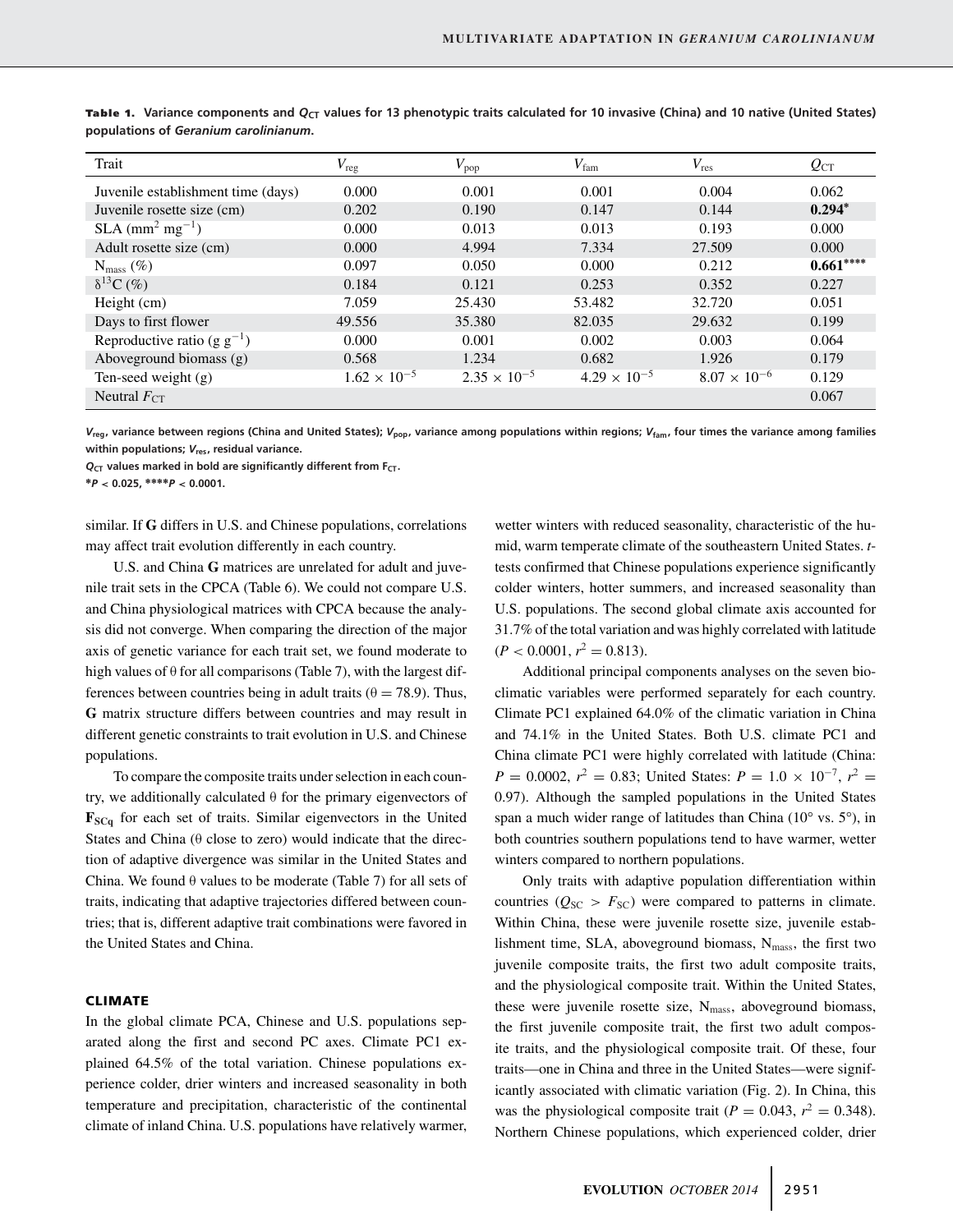**Table 1.** Variance components and $Q_{CT}$ values for 13 phenotypic traits calculated for 10 invasive (China) and 10 native (United States) populations of *Geranium carolinianum*.

| Trait | $V_{reg}$ | $V_{pop}$ | $V_{fam}$ | $V_{res}$ | $Q_{CT}$ |
|---|---|---|---|---|---|
| Juvenile establishment time (days) | 0.000 | 0.001 | 0.001 | 0.004 | 0.062 |
| Juvenile rosette size (cm) | 0.202 | 0.190 | 0.147 | 0.144 | **0.294*** |
| SLA ($mm^2\ mg^{-1}$) | 0.000 | 0.013 | 0.013 | 0.193 | 0.000 |
| Adult rosette size (cm) | 0.000 | 4.994 | 7.334 | 27.509 | 0.000 |
| $N_{mass}$ (%) | 0.097 | 0.050 | 0.000 | 0.212 | **0.661****** |
| $\delta^{13}C$ (%) | 0.184 | 0.121 | 0.253 | 0.352 | 0.227 |
| Height (cm) | 7.059 | 25.430 | 53.482 | 32.720 | 0.051 |
| Days to first flower | 49.556 | 35.380 | 82.035 | 29.632 | 0.199 |
| Reproductive ratio ($g\ g^{-1}$) | 0.000 | 0.001 | 0.002 | 0.003 | 0.064 |
| Aboveground biomass (g) | 0.568 | 1.234 | 0.682 | 1.926 | 0.179 |
| Ten-seed weight (g) | $1.62 \times 10^{-5}$ | $2.35 \times 10^{-5}$ | $4.29 \times 10^{-5}$ | $8.07 \times 10^{-6}$ | 0.129 |
| Neutral $F_{CT}$ | | | | | 0.067 |

$V_{reg}$, variance between regions (China and United States); $V_{pop}$, variance among populations within regions; $V_{fam}$, four times the variance among families within populations; $V_{res}$, residual variance.

$Q_{CT}$ values marked in bold are significantly different from $F_{CT}$.

*$P < 0.025$, ****$P < 0.0001$.

similar. If **G** differs in U.S. and Chinese populations, correlations may affect trait evolution differently in each country.

U.S. and China **G** matrices are unrelated for adult and juvenile trait sets in the CPCA (Table 6). We could not compare U.S. and China physiological matrices with CPCA because the analysis did not converge. When comparing the direction of the major axis of genetic variance for each trait set, we found moderate to high values of θ for all comparisons (Table 7), with the largest differences between countries being in adult traits (θ = 78.9). Thus, **G** matrix structure differs between countries and may result in different genetic constraints to trait evolution in U.S. and Chinese populations.

To compare the composite traits under selection in each country, we additionally calculated θ for the primary eigenvectors of $\mathbf{F}_{SCq}$ for each set of traits. Similar eigenvectors in the United States and China (θ close to zero) would indicate that the direction of adaptive divergence was similar in the United States and China. We found θ values to be moderate (Table 7) for all sets of traits, indicating that adaptive trajectories differed between countries; that is, different adaptive trait combinations were favored in the United States and China.

### CLIMATE

In the global climate PCA, Chinese and U.S. populations separated along the first and second PC axes. Climate PC1 explained 64.5% of the total variation. Chinese populations experience colder, drier winters and increased seasonality in both temperature and precipitation, characteristic of the continental climate of inland China. U.S. populations have relatively warmer, wetter winters with reduced seasonality, characteristic of the humid, warm temperate climate of the southeastern United States. *t*-tests confirmed that Chinese populations experience significantly colder winters, hotter summers, and increased seasonality than U.S. populations. The second global climate axis accounted for 31.7% of the total variation and was highly correlated with latitude ($P < 0.0001$, $r^2 = 0.813$).

Additional principal components analyses on the seven bioclimatic variables were performed separately for each country. Climate PC1 explained 64.0% of the climatic variation in China and 74.1% in the United States. Both U.S. climate PC1 and China climate PC1 were highly correlated with latitude (China: $P = 0.0002$, $r^2 = 0.83$; United States: $P = 1.0 \times 10^{-7}$, $r^2 = 0.97$). Although the sampled populations in the United States span a much wider range of latitudes than China (10° vs. 5°), in both countries southern populations tend to have warmer, wetter winters compared to northern populations.

Only traits with adaptive population differentiation within countries ($Q_{SC} > F_{SC}$) were compared to patterns in climate. Within China, these were juvenile rosette size, juvenile establishment time, SLA, aboveground biomass, $N_{mass}$, the first two juvenile composite traits, the first two adult composite traits, and the physiological composite trait. Within the United States, these were juvenile rosette size, $N_{mass}$, aboveground biomass, the first juvenile composite trait, the first two adult composite traits, and the physiological composite trait. Of these, four traits—one in China and three in the United States—were significantly associated with climatic variation (Fig. 2). In China, this was the physiological composite trait ($P = 0.043$, $r^2 = 0.348$). Northern Chinese populations, which experienced colder, drier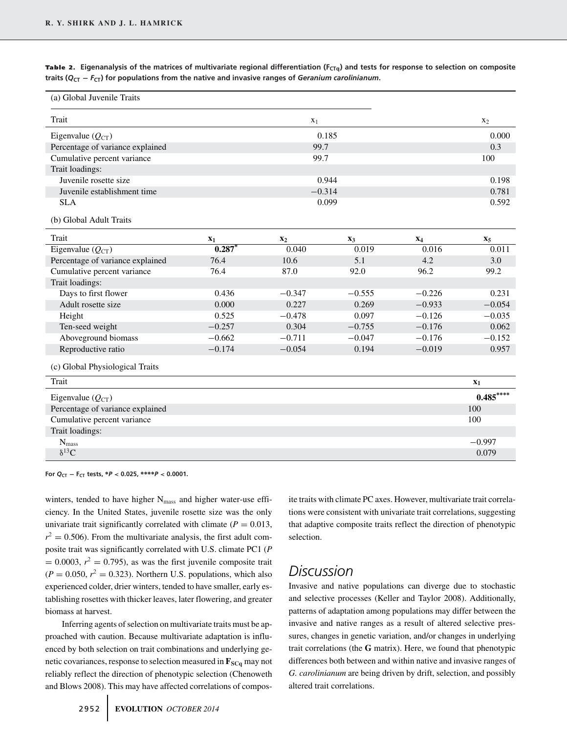**Table 2.** Eigenanalysis of the matrices of multivariate regional differentiation ($F_{CTq}$) and tests for response to selection on composite traits ($Q_{CT} - F_{CT}$) for populations from the native and invasive ranges of *Geranium carolinianum*.

(a) Global Juvenile Traits

| Trait | $x_1$ | $x_2$ |
|---|---|---|
| Eigenvalue ($Q_{CT}$) | 0.185 | 0.000 |
| Percentage of variance explained | 99.7 | 0.3 |
| Cumulative percent variance | 99.7 | 100 |
| Trait loadings: | | |
| Juvenile rosette size | 0.944 | 0.198 |
| Juvenile establishment time | −0.314 | 0.781 |
| SLA | 0.099 | 0.592 |

(b) Global Adult Traits

| Trait | $x_1$ | $x_2$ | $x_3$ | $x_4$ | $x_5$ |
|---|---|---|---|---|---|
| Eigenvalue ($Q_{CT}$) | **0.287*** | 0.040 | 0.019 | 0.016 | 0.011 |
| Percentage of variance explained | 76.4 | 10.6 | 5.1 | 4.2 | 3.0 |
| Cumulative percent variance | 76.4 | 87.0 | 92.0 | 96.2 | 99.2 |
| Trait loadings: | | | | | |
| Days to first flower | 0.436 | −0.347 | −0.555 | −0.226 | 0.231 |
| Adult rosette size | 0.000 | 0.227 | 0.269 | −0.933 | −0.054 |
| Height | 0.525 | −0.478 | 0.097 | −0.126 | −0.035 |
| Ten-seed weight | −0.257 | 0.304 | −0.755 | −0.176 | 0.062 |
| Aboveground biomass | −0.662 | −0.711 | −0.047 | −0.176 | −0.152 |
| Reproductive ratio | −0.174 | −0.054 | 0.194 | −0.019 | 0.957 |

(c) Global Physiological Traits

| Trait | $x_1$ |
|---|---|
| Eigenvalue ($Q_{CT}$) | **0.485******** |
| Percentage of variance explained | 100 |
| Cumulative percent variance | 100 |
| Trait loadings: | |
| $N_{mass}$ | −0.997 |
| $\delta^{13}C$ | 0.079 |

For $Q_{CT} - F_{CT}$ tests, *$P < 0.025$, ****$P < 0.0001$.

winters, tended to have higher $N_{mass}$ and higher water-use efficiency. In the United States, juvenile rosette size was the only univariate trait significantly correlated with climate ($P = 0.013$, $r^2 = 0.506$). From the multivariate analysis, the first adult composite trait was significantly correlated with U.S. climate PC1 ($P = 0.0003$, $r^2 = 0.795$), as was the first juvenile composite trait ($P = 0.050$, $r^2 = 0.323$). Northern U.S. populations, which also experienced colder, drier winters, tended to have smaller, early establishing rosettes with thicker leaves, later flowering, and greater biomass at harvest.

Inferring agents of selection on multivariate traits must be approached with caution. Because multivariate adaptation is influenced by both selection on trait combinations and underlying genetic covariances, response to selection measured in $\mathbf{F_{SCq}}$ may not reliably reflect the direction of phenotypic selection (Chenoweth and Blows 2008). This may have affected correlations of composite traits with climate PC axes. However, multivariate trait correlations were consistent with univariate trait correlations, suggesting that adaptive composite traits reflect the direction of phenotypic selection.

## Discussion

Invasive and native populations can diverge due to stochastic and selective processes (Keller and Taylor 2008). Additionally, patterns of adaptation among populations may differ between the invasive and native ranges as a result of altered selective pressures, changes in genetic variation, and/or changes in underlying trait correlations (the **G** matrix). Here, we found that phenotypic differences both between and within native and invasive ranges of *G. carolinianum* are being driven by drift, selection, and possibly altered trait correlations.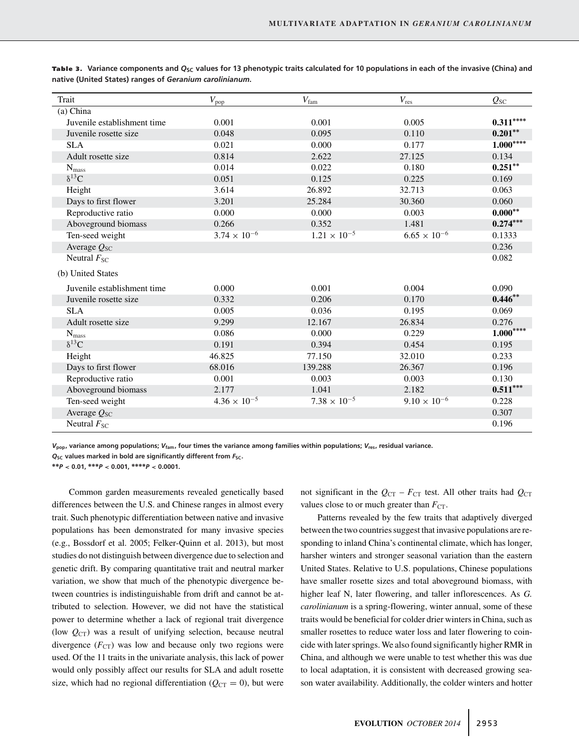**Table 3.** Variance components and $Q_{SC}$ values for 13 phenotypic traits calculated for 10 populations in each of the invasive (China) and native (United States) ranges of *Geranium carolinianum*.

| Trait | $V_{pop}$ | $V_{fam}$ | $V_{res}$ | $Q_{SC}$ |
|---|---|---|---|---|
| (a) China | | | | |
| Juvenile establishment time | 0.001 | 0.001 | 0.005 | **0.311**\*\*\*\* |
| Juvenile rosette size | 0.048 | 0.095 | 0.110 | **0.201**\*\* |
| SLA | 0.021 | 0.000 | 0.177 | **1.000**\*\*\*\* |
| Adult rosette size | 0.814 | 2.622 | 27.125 | 0.134 |
| $N_{mass}$ | 0.014 | 0.022 | 0.180 | **0.251**\*\* |
| $\delta^{13}C$ | 0.051 | 0.125 | 0.225 | 0.169 |
| Height | 3.614 | 26.892 | 32.713 | 0.063 |
| Days to first flower | 3.201 | 25.284 | 30.360 | 0.060 |
| Reproductive ratio | 0.000 | 0.000 | 0.003 | **0.000**\*\* |
| Aboveground biomass | 0.266 | 0.352 | 1.481 | **0.274**\*\*\* |
| Ten-seed weight | $3.74 \times 10^{-6}$ | $1.21 \times 10^{-5}$ | $6.65 \times 10^{-6}$ | 0.1333 |
| Average $Q_{SC}$ | | | | 0.236 |
| Neutral $F_{SC}$ | | | | 0.082 |
| (b) United States | | | | |
| Juvenile establishment time | 0.000 | 0.001 | 0.004 | 0.090 |
| Juvenile rosette size | 0.332 | 0.206 | 0.170 | **0.446**\*\* |
| SLA | 0.005 | 0.036 | 0.195 | 0.069 |
| Adult rosette size | 9.299 | 12.167 | 26.834 | 0.276 |
| $N_{mass}$ | 0.086 | 0.000 | 0.229 | **1.000**\*\*\*\* |
| $\delta^{13}C$ | 0.191 | 0.394 | 0.454 | 0.195 |
| Height | 46.825 | 77.150 | 32.010 | 0.233 |
| Days to first flower | 68.016 | 139.288 | 26.367 | 0.196 |
| Reproductive ratio | 0.001 | 0.003 | 0.003 | 0.130 |
| Aboveground biomass | 2.177 | 1.041 | 2.182 | **0.511**\*\*\* |
| Ten-seed weight | $4.36 \times 10^{-5}$ | $7.38 \times 10^{-5}$ | $9.10 \times 10^{-6}$ | 0.228 |
| Average $Q_{SC}$ | | | | 0.307 |
| Neutral $F_{SC}$ | | | | 0.196 |

$V_{pop}$, variance among populations; $V_{fam}$, four times the variance among families within populations; $V_{res}$, residual variance.
$Q_{SC}$ values marked in bold are significantly different from $F_{SC}$.
\*\*$P < 0.01$, \*\*\*$P < 0.001$, \*\*\*\*$P < 0.0001$.

Common garden measurements revealed genetically based differences between the U.S. and Chinese ranges in almost every trait. Such phenotypic differentiation between native and invasive populations has been demonstrated for many invasive species (e.g., Bossdorf et al. 2005; Felker-Quinn et al. 2013), but most studies do not distinguish between divergence due to selection and genetic drift. By comparing quantitative trait and neutral marker variation, we show that much of the phenotypic divergence between countries is indistinguishable from drift and cannot be attributed to selection. However, we did not have the statistical power to determine whether a lack of regional trait divergence (low $Q_{CT}$) was a result of unifying selection, because neutral divergence ($F_{CT}$) was low and because only two regions were used. Of the 11 traits in the univariate analysis, this lack of power would only possibly affect our results for SLA and adult rosette size, which had no regional differentiation ($Q_{CT} = 0$), but were not significant in the $Q_{CT} - F_{CT}$ test. All other traits had $Q_{CT}$ values close to or much greater than $F_{CT}$.

Patterns revealed by the few traits that adaptively diverged between the two countries suggest that invasive populations are responding to inland China's continental climate, which has longer, harsher winters and stronger seasonal variation than the eastern United States. Relative to U.S. populations, Chinese populations have smaller rosette sizes and total aboveground biomass, with higher leaf N, later flowering, and taller inflorescences. As *G. carolinianum* is a spring-flowering, winter annual, some of these traits would be beneficial for colder drier winters in China, such as smaller rosettes to reduce water loss and later flowering to coincide with later springs. We also found significantly higher RMR in China, and although we were unable to test whether this was due to local adaptation, it is consistent with decreased growing season water availability. Additionally, the colder winters and hotter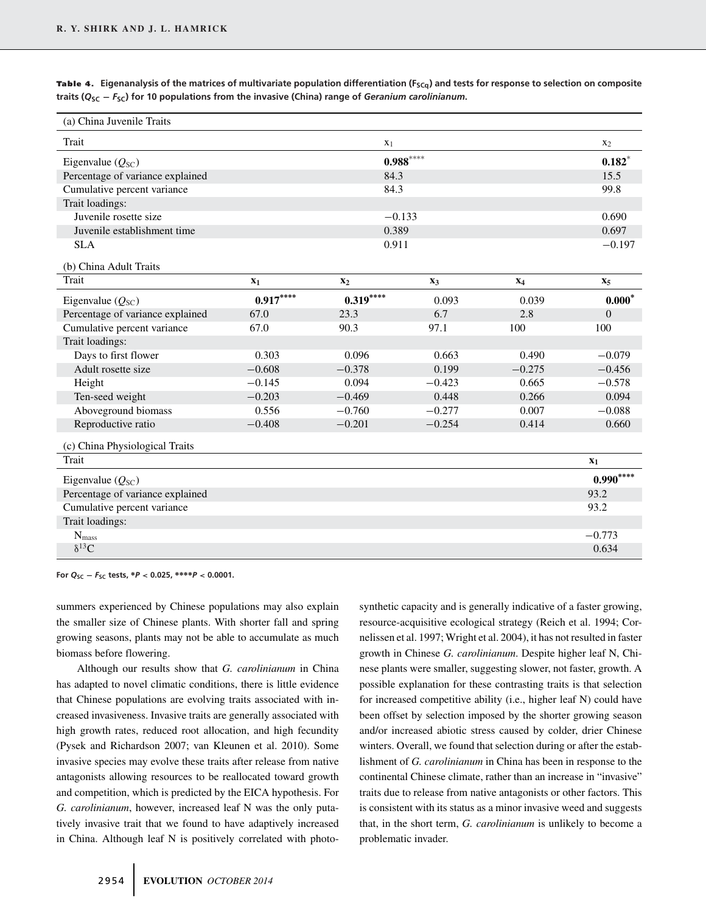**Table 4.** Eigenanalysis of the matrices of multivariate population differentiation ($F_{SCq}$) and tests for response to selection on composite traits ($Q_{SC} - F_{SC}$) for 10 populations from the invasive (China) range of *Geranium carolinianum*.

| (a) China Juvenile Traits | | |
|---|---|---|
| Trait | $x_1$ | $x_2$ |
| Eigenvalue ($Q_{SC}$) | **0.988**$^{****}$ | **0.182**$^{*}$ |
| Percentage of variance explained | 84.3 | 15.5 |
| Cumulative percent variance | 84.3 | 99.8 |
| Trait loadings: | | |
| Juvenile rosette size | −0.133 | 0.690 |
| Juvenile establishment time | 0.389 | 0.697 |
| SLA | 0.911 | −0.197 |

| (b) China Adult Traits | | | | | |
|---|---|---|---|---|---|
| Trait | $x_1$ | $x_2$ | $x_3$ | $x_4$ | $x_5$ |
| Eigenvalue ($Q_{SC}$) | **0.917**$^{****}$ | **0.319**$^{****}$ | 0.093 | 0.039 | **0.000**$^{*}$ |
| Percentage of variance explained | 67.0 | 23.3 | 6.7 | 2.8 | 0 |
| Cumulative percent variance | 67.0 | 90.3 | 97.1 | 100 | 100 |
| Trait loadings: | | | | | |
| Days to first flower | 0.303 | 0.096 | 0.663 | 0.490 | −0.079 |
| Adult rosette size | −0.608 | −0.378 | 0.199 | −0.275 | −0.456 |
| Height | −0.145 | 0.094 | −0.423 | 0.665 | −0.578 |
| Ten-seed weight | −0.203 | −0.469 | 0.448 | 0.266 | 0.094 |
| Aboveground biomass | 0.556 | −0.760 | −0.277 | 0.007 | −0.088 |
| Reproductive ratio | −0.408 | −0.201 | −0.254 | 0.414 | 0.660 |

| (c) China Physiological Traits | |
|---|---|
| Trait | $x_1$ |
| Eigenvalue ($Q_{SC}$) | **0.990**$^{****}$ |
| Percentage of variance explained | 93.2 |
| Cumulative percent variance | 93.2 |
| Trait loadings: | |
| $N_{mass}$ | −0.773 |
| $\delta^{13}C$ | 0.634 |

For $Q_{SC} - F_{SC}$ tests, $^{*}P < 0.025$, $^{****}P < 0.0001$.

summers experienced by Chinese populations may also explain the smaller size of Chinese plants. With shorter fall and spring growing seasons, plants may not be able to accumulate as much biomass before flowering.

Although our results show that *G. carolinianum* in China has adapted to novel climatic conditions, there is little evidence that Chinese populations are evolving traits associated with increased invasiveness. Invasive traits are generally associated with high growth rates, reduced root allocation, and high fecundity (Pysek and Richardson 2007; van Kleunen et al. 2010). Some invasive species may evolve these traits after release from native antagonists allowing resources to be reallocated toward growth and competition, which is predicted by the EICA hypothesis. For *G. carolinianum*, however, increased leaf N was the only putatively invasive trait that we found to have adaptively increased in China. Although leaf N is positively correlated with photosynthetic capacity and is generally indicative of a faster growing, resource-acquisitive ecological strategy (Reich et al. 1994; Cornelissen et al. 1997; Wright et al. 2004), it has not resulted in faster growth in Chinese *G. carolinianum*. Despite higher leaf N, Chinese plants were smaller, suggesting slower, not faster, growth. A possible explanation for these contrasting traits is that selection for increased competitive ability (i.e., higher leaf N) could have been offset by selection imposed by the shorter growing season and/or increased abiotic stress caused by colder, drier Chinese winters. Overall, we found that selection during or after the establishment of *G. carolinianum* in China has been in response to the continental Chinese climate, rather than an increase in "invasive" traits due to release from native antagonists or other factors. This is consistent with its status as a minor invasive weed and suggests that, in the short term, *G. carolinianum* is unlikely to become a problematic invader.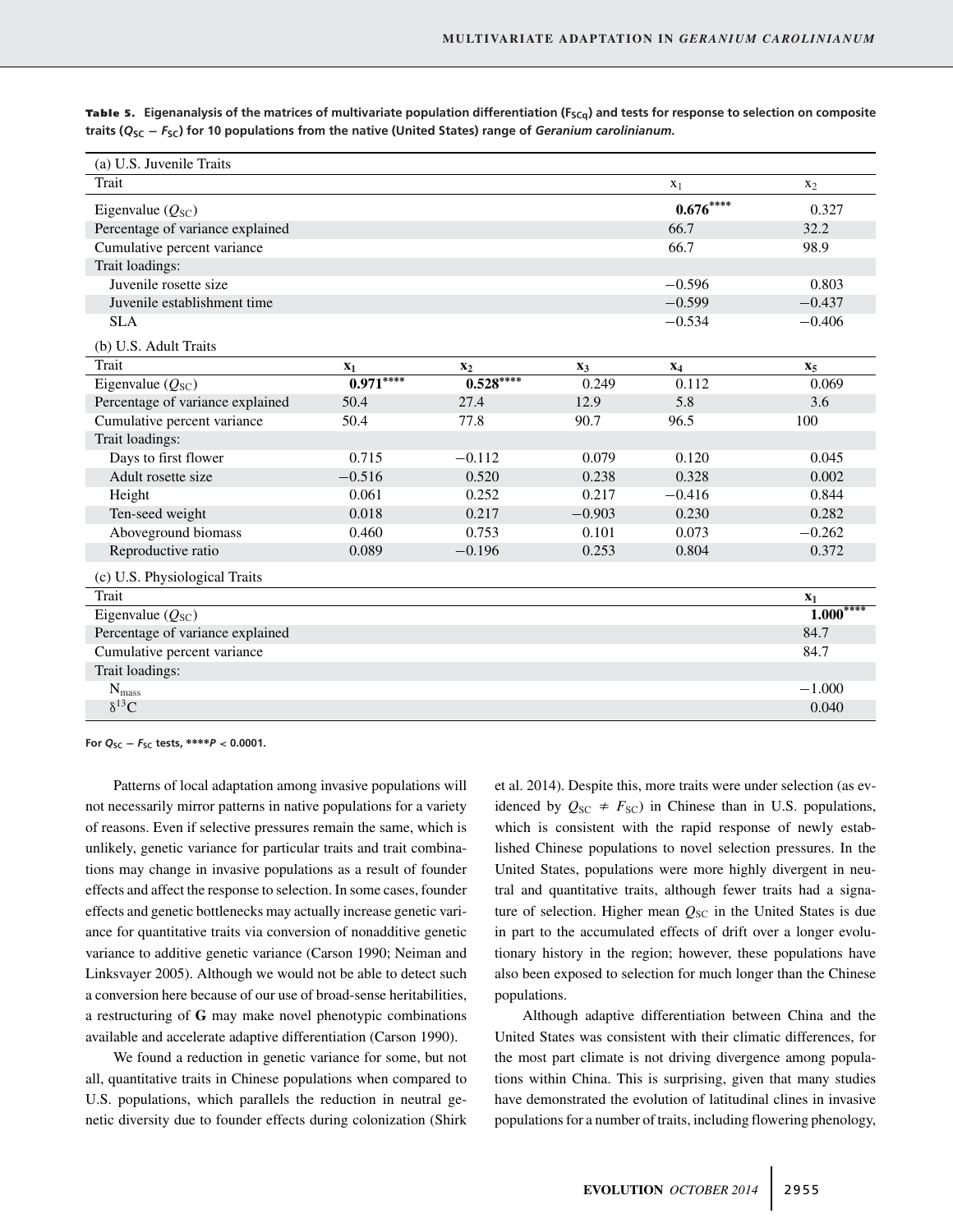**Table 5.** Eigenanalysis of the matrices of multivariate population differentiation ($F_{SCq}$) and tests for response to selection on composite traits ($Q_{SC} - F_{SC}$) for 10 populations from the native (United States) range of *Geranium carolinianum*.

(a) U.S. Juvenile Traits

| Trait | $x_1$ | $x_2$ |
|---|---|---|
| Eigenvalue ($Q_{SC}$) | **0.676**[****] | 0.327 |
| Percentage of variance explained | 66.7 | 32.2 |
| Cumulative percent variance | 66.7 | 98.9 |
| Trait loadings: | | |
| Juvenile rosette size | −0.596 | 0.803 |
| Juvenile establishment time | −0.599 | −0.437 |
| SLA | −0.534 | −0.406 |

(b) U.S. Adult Traits

| Trait | $x_1$ | $x_2$ | $x_3$ | $x_4$ | $x_5$ |
|---|---|---|---|---|---|
| Eigenvalue ($Q_{SC}$) | **0.971**[****] | **0.528**[****] | 0.249 | 0.112 | 0.069 |
| Percentage of variance explained | 50.4 | 27.4 | 12.9 | 5.8 | 3.6 |
| Cumulative percent variance | 50.4 | 77.8 | 90.7 | 96.5 | 100 |
| Trait loadings: | | | | | |
| Days to first flower | 0.715 | −0.112 | 0.079 | 0.120 | 0.045 |
| Adult rosette size | −0.516 | 0.520 | 0.238 | 0.328 | 0.002 |
| Height | 0.061 | 0.252 | 0.217 | −0.416 | 0.844 |
| Ten-seed weight | 0.018 | 0.217 | −0.903 | 0.230 | 0.282 |
| Aboveground biomass | 0.460 | 0.753 | 0.101 | 0.073 | −0.262 |
| Reproductive ratio | 0.089 | −0.196 | 0.253 | 0.804 | 0.372 |

(c) U.S. Physiological Traits

| Trait | $x_1$ |
|---|---|
| Eigenvalue ($Q_{SC}$) | **1.000**[****] |
| Percentage of variance explained | 84.7 |
| Cumulative percent variance | 84.7 |
| Trait loadings: | |
| $N_{mass}$ | −1.000 |
| $\delta^{13}C$ | 0.040 |

For $Q_{SC} - F_{SC}$ tests, ****$P < 0.0001$.

Patterns of local adaptation among invasive populations will not necessarily mirror patterns in native populations for a variety of reasons. Even if selective pressures remain the same, which is unlikely, genetic variance for particular traits and trait combinations may change in invasive populations as a result of founder effects and affect the response to selection. In some cases, founder effects and genetic bottlenecks may actually increase genetic variance for quantitative traits via conversion of nonadditive genetic variance to additive genetic variance (Carson 1990; Neiman and Linksvayer 2005). Although we would not be able to detect such a conversion here because of our use of broad-sense heritabilities, a restructuring of **G** may make novel phenotypic combinations available and accelerate adaptive differentiation (Carson 1990).

We found a reduction in genetic variance for some, but not all, quantitative traits in Chinese populations when compared to U.S. populations, which parallels the reduction in neutral genetic diversity due to founder effects during colonization (Shirk et al. 2014). Despite this, more traits were under selection (as evidenced by $Q_{SC} \neq F_{SC}$) in Chinese than in U.S. populations, which is consistent with the rapid response of newly established Chinese populations to novel selection pressures. In the United States, populations were more highly divergent in neutral and quantitative traits, although fewer traits had a signature of selection. Higher mean $Q_{SC}$ in the United States is due in part to the accumulated effects of drift over a longer evolutionary history in the region; however, these populations have also been exposed to selection for much longer than the Chinese populations.

Although adaptive differentiation between China and the United States was consistent with their climatic differences, for the most part climate is not driving divergence among populations within China. This is surprising, given that many studies have demonstrated the evolution of latitudinal clines in invasive populations for a number of traits, including flowering phenology,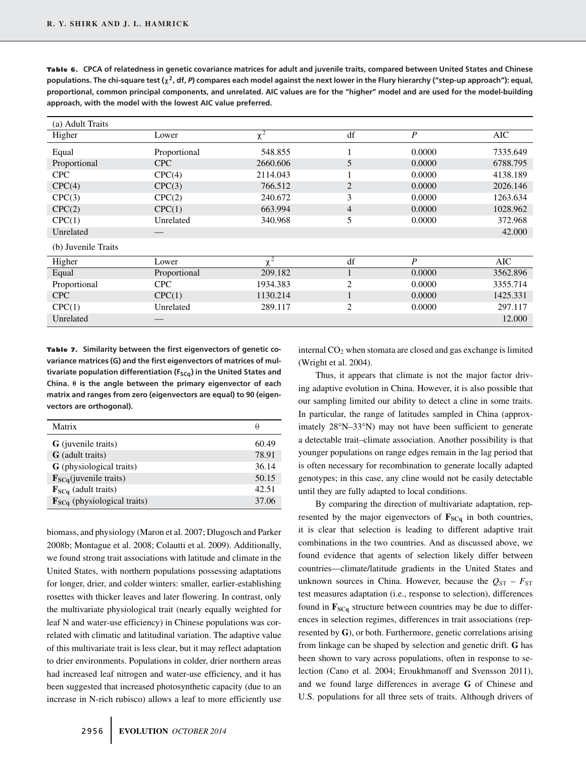**Table 6.** CPCA of relatedness in genetic covariance matrices for adult and juvenile traits, compared between United States and Chinese populations. The chi-square test ($\chi^2$, df, *P*) compares each model against the next lower in the Flury hierarchy ("step-up approach"): equal, proportional, common principal components, and unrelated. AIC values are for the "higher" model and are used for the model-building approach, with the model with the lowest AIC value preferred.

| (a) Adult Traits | | | | | |
|---|---|---|---|---|---|
| Higher | Lower | $\chi^2$ | df | *P* | AIC |
| Equal | Proportional | 548.855 | 1 | 0.0000 | 7335.649 |
| Proportional | CPC | 2660.606 | 5 | 0.0000 | 6788.795 |
| CPC | CPC(4) | 2114.043 | 1 | 0.0000 | 4138.189 |
| CPC(4) | CPC(3) | 766.512 | 2 | 0.0000 | 2026.146 |
| CPC(3) | CPC(2) | 240.672 | 3 | 0.0000 | 1263.634 |
| CPC(2) | CPC(1) | 663.994 | 4 | 0.0000 | 1028.962 |
| CPC(1) | Unrelated | 340.968 | 5 | 0.0000 | 372.968 |
| Unrelated | — | | | | 42.000 |
| **(b) Juvenile Traits** | | | | | |
| Higher | Lower | $\chi^2$ | df | *P* | AIC |
| Equal | Proportional | 209.182 | 1 | 0.0000 | 3562.896 |
| Proportional | CPC | 1934.383 | 2 | 0.0000 | 3355.714 |
| CPC | CPC(1) | 1130.214 | 1 | 0.0000 | 1425.331 |
| CPC(1) | Unrelated | 289.117 | 2 | 0.0000 | 297.117 |
| Unrelated | — | | | | 12.000 |

**Table 7.** Similarity between the first eigenvectors of genetic covariance matrices (G) and the first eigenvectors of matrices of multivariate population differentiation ($\mathbf{F}_{\mathbf{SCq}}$) in the United States and China. θ is the angle between the primary eigenvector of each matrix and ranges from zero (eigenvectors are equal) to 90 (eigenvectors are orthogonal).

| Matrix | θ |
|---|---|
| **G** (juvenile traits) | 60.49 |
| **G** (adult traits) | 78.91 |
| **G** (physiological traits) | 36.14 |
| $\mathbf{F}_{\mathbf{SCq}}$(juvenile traits) | 50.15 |
| $\mathbf{F}_{\mathbf{SCq}}$ (adult traits) | 42.51 |
| $\mathbf{F}_{\mathbf{SCq}}$ (physiological traits) | 37.06 |

biomass, and physiology (Maron et al. 2007; Dlugosch and Parker 2008b; Montague et al. 2008; Colautti et al. 2009). Additionally, we found strong trait associations with latitude and climate in the United States, with northern populations possessing adaptations for longer, drier, and colder winters: smaller, earlier-establishing rosettes with thicker leaves and later flowering. In contrast, only the multivariate physiological trait (nearly equally weighted for leaf N and water-use efficiency) in Chinese populations was correlated with climatic and latitudinal variation. The adaptive value of this multivariate trait is less clear, but it may reflect adaptation to drier environments. Populations in colder, drier northern areas had increased leaf nitrogen and water-use efficiency, and it has been suggested that increased photosynthetic capacity (due to an increase in N-rich rubisco) allows a leaf to more efficiently use internal $CO_2$ when stomata are closed and gas exchange is limited (Wright et al. 2004).

Thus, it appears that climate is not the major factor driving adaptive evolution in China. However, it is also possible that our sampling limited our ability to detect a cline in some traits. In particular, the range of latitudes sampled in China (approximately 28°N–33°N) may not have been sufficient to generate a detectable trait–climate association. Another possibility is that younger populations on range edges remain in the lag period that is often necessary for recombination to generate locally adapted genotypes; in this case, any cline would not be easily detectable until they are fully adapted to local conditions.

By comparing the direction of multivariate adaptation, represented by the major eigenvectors of $\mathbf{F}_{\mathbf{SCq}}$ in both countries, it is clear that selection is leading to different adaptive trait combinations in the two countries. And as discussed above, we found evidence that agents of selection likely differ between countries—climate/latitude gradients in the United States and unknown sources in China. However, because the $Q_{ST} - F_{ST}$ test measures adaptation (i.e., response to selection), differences found in $\mathbf{F}_{\mathbf{SCq}}$ structure between countries may be due to differences in selection regimes, differences in trait associations (represented by **G**), or both. Furthermore, genetic correlations arising from linkage can be shaped by selection and genetic drift. **G** has been shown to vary across populations, often in response to selection (Cano et al. 2004; Eroukhmanoff and Svensson 2011), and we found large differences in average **G** of Chinese and U.S. populations for all three sets of traits. Although drivers of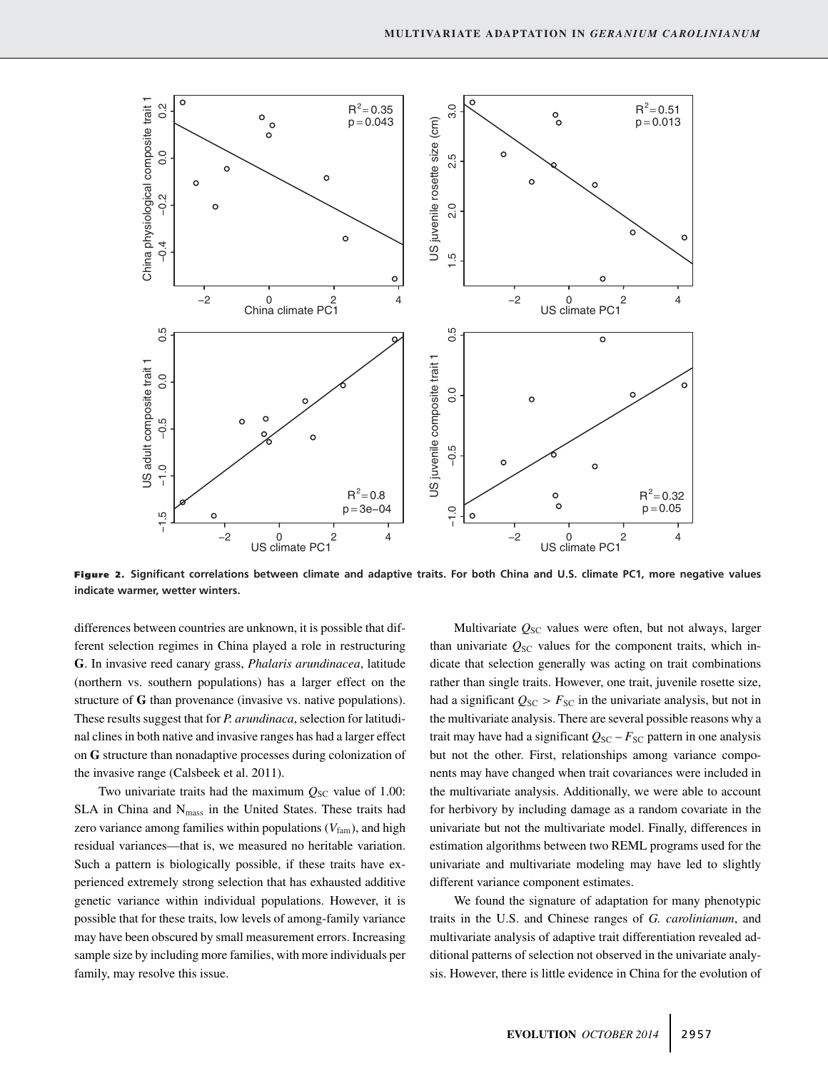**Figure 2.** Significant correlations between climate and adaptive traits. For both China and U.S. climate PC1, more negative values indicate warmer, wetter winters.

differences between countries are unknown, it is possible that different selection regimes in China played a role in restructuring **G**. In invasive reed canary grass, *Phalaris arundinacea*, latitude (northern vs. southern populations) has a larger effect on the structure of **G** than provenance (invasive vs. native populations). These results suggest that for *P. arundinaca*, selection for latitudinal clines in both native and invasive ranges has had a larger effect on **G** structure than nonadaptive processes during colonization of the invasive range (Calsbeek et al. 2011).

Two univariate traits had the maximum $Q_{SC}$ value of 1.00: SLA in China and $N_{mass}$ in the United States. These traits had zero variance among families within populations ($V_{fam}$), and high residual variances—that is, we measured no heritable variation. Such a pattern is biologically possible, if these traits have experienced extremely strong selection that has exhausted additive genetic variance within individual populations. However, it is possible that for these traits, low levels of among-family variance may have been obscured by small measurement errors. Increasing sample size by including more families, with more individuals per family, may resolve this issue.

Multivariate $Q_{SC}$ values were often, but not always, larger than univariate $Q_{SC}$ values for the component traits, which indicate that selection generally was acting on trait combinations rather than single traits. However, one trait, juvenile rosette size, had a significant $Q_{SC} > F_{SC}$ in the univariate analysis, but not in the multivariate analysis. There are several possible reasons why a trait may have had a significant $Q_{SC} – F_{SC}$ pattern in one analysis but not the other. First, relationships among variance components may have changed when trait covariances were included in the multivariate analysis. Additionally, we were able to account for herbivory by including damage as a random covariate in the univariate but not the multivariate model. Finally, differences in estimation algorithms between two REML programs used for the univariate and multivariate modeling may have led to slightly different variance component estimates.

We found the signature of adaptation for many phenotypic traits in the U.S. and Chinese ranges of *G. carolinianum*, and multivariate analysis of adaptive trait differentiation revealed additional patterns of selection not observed in the univariate analysis. However, there is little evidence in China for the evolution of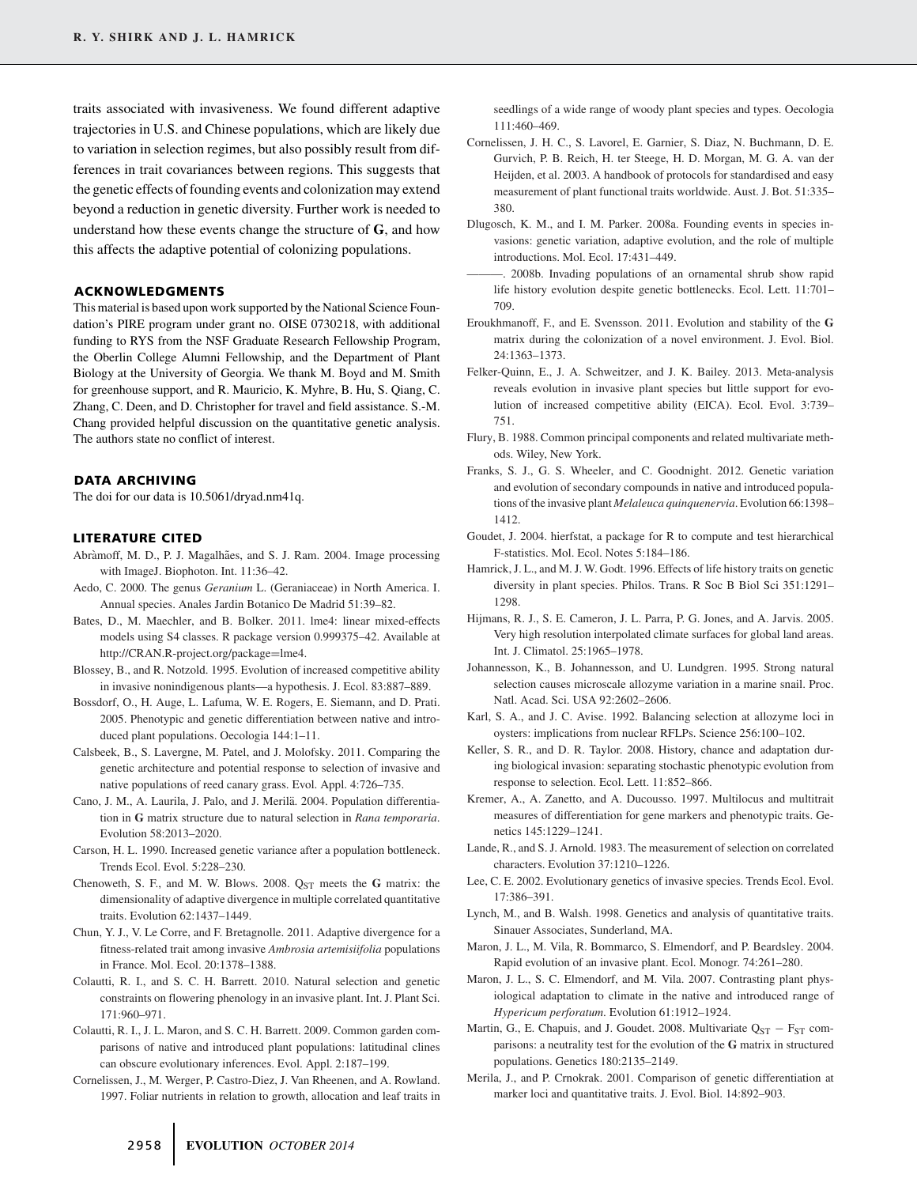traits associated with invasiveness. We found different adaptive trajectories in U.S. and Chinese populations, which are likely due to variation in selection regimes, but also possibly result from differences in trait covariances between regions. This suggests that the genetic effects of founding events and colonization may extend beyond a reduction in genetic diversity. Further work is needed to understand how these events change the structure of **G**, and how this affects the adaptive potential of colonizing populations.

## ACKNOWLEDGMENTS

This material is based upon work supported by the National Science Foundation's PIRE program under grant no. OISE 0730218, with additional funding to RYS from the NSF Graduate Research Fellowship Program, the Oberlin College Alumni Fellowship, and the Department of Plant Biology at the University of Georgia. We thank M. Boyd and M. Smith for greenhouse support, and R. Mauricio, K. Myhre, B. Hu, S. Qiang, C. Zhang, C. Deen, and D. Christopher for travel and field assistance. S.-M. Chang provided helpful discussion on the quantitative genetic analysis. The authors state no conflict of interest.

## DATA ARCHIVING

The doi for our data is 10.5061/dryad.nm41q.

## LITERATURE CITED

Abràmoff, M. D., P. J. Magalhães, and S. J. Ram. 2004. Image processing with ImageJ. Biophoton. Int. 11:36–42.

Aedo, C. 2000. The genus *Geranium* L. (Geraniaceae) in North America. I. Annual species. Anales Jardin Botanico De Madrid 51:39–82.

Bates, D., M. Maechler, and B. Bolker. 2011. lme4: linear mixed-effects models using S4 classes. R package version 0.999375–42. Available at http://CRAN.R-project.org/package=lme4.

Blossey, B., and R. Notzold. 1995. Evolution of increased competitive ability in invasive nonindigenous plants—a hypothesis. J. Ecol. 83:887–889.

Bossdorf, O., H. Auge, L. Lafuma, W. E. Rogers, E. Siemann, and D. Prati. 2005. Phenotypic and genetic differentiation between native and introduced plant populations. Oecologia 144:1–11.

Calsbeek, B., S. Lavergne, M. Patel, and J. Molofsky. 2011. Comparing the genetic architecture and potential response to selection of invasive and native populations of reed canary grass. Evol. Appl. 4:726–735.

Cano, J. M., A. Laurila, J. Palo, and J. Merilä. 2004. Population differentiation in **G** matrix structure due to natural selection in *Rana temporaria*. Evolution 58:2013–2020.

Carson, H. L. 1990. Increased genetic variance after a population bottleneck. Trends Ecol. Evol. 5:228–230.

Chenoweth, S. F., and M. W. Blows. 2008. $Q_{ST}$ meets the **G** matrix: the dimensionality of adaptive divergence in multiple correlated quantitative traits. Evolution 62:1437–1449.

Chun, Y. J., V. Le Corre, and F. Bretagnolle. 2011. Adaptive divergence for a fitness-related trait among invasive *Ambrosia artemisiifolia* populations in France. Mol. Ecol. 20:1378–1388.

Colautti, R. I., and S. C. H. Barrett. 2010. Natural selection and genetic constraints on flowering phenology in an invasive plant. Int. J. Plant Sci. 171:960–971.

Colautti, R. I., J. L. Maron, and S. C. H. Barrett. 2009. Common garden comparisons of native and introduced plant populations: latitudinal clines can obscure evolutionary inferences. Evol. Appl. 2:187–199.

Cornelissen, J., M. Werger, P. Castro-Diez, J. Van Rheenen, and A. Rowland. 1997. Foliar nutrients in relation to growth, allocation and leaf traits in seedlings of a wide range of woody plant species and types. Oecologia 111:460–469.

Cornelissen, J. H. C., S. Lavorel, E. Garnier, S. Diaz, N. Buchmann, D. E. Gurvich, P. B. Reich, H. ter Steege, H. D. Morgan, M. G. A. van der Heijden, et al. 2003. A handbook of protocols for standardised and easy measurement of plant functional traits worldwide. Aust. J. Bot. 51:335–380.

Dlugosch, K. M., and I. M. Parker. 2008a. Founding events in species invasions: genetic variation, adaptive evolution, and the role of multiple introductions. Mol. Ecol. 17:431–449.

———. 2008b. Invading populations of an ornamental shrub show rapid life history evolution despite genetic bottlenecks. Ecol. Lett. 11:701–709.

Eroukhmanoff, F., and E. Svensson. 2011. Evolution and stability of the **G** matrix during the colonization of a novel environment. J. Evol. Biol. 24:1363–1373.

Felker-Quinn, E., J. A. Schweitzer, and J. K. Bailey. 2013. Meta-analysis reveals evolution in invasive plant species but little support for evolution of increased competitive ability (EICA). Ecol. Evol. 3:739–751.

Flury, B. 1988. Common principal components and related multivariate methods. Wiley, New York.

Franks, S. J., G. S. Wheeler, and C. Goodnight. 2012. Genetic variation and evolution of secondary compounds in native and introduced populations of the invasive plant *Melaleuca quinquenervia*. Evolution 66:1398–1412.

Goudet, J. 2004. hierfstat, a package for R to compute and test hierarchical F-statistics. Mol. Ecol. Notes 5:184–186.

Hamrick, J. L., and M. J. W. Godt. 1996. Effects of life history traits on genetic diversity in plant species. Philos. Trans. R Soc B Biol Sci 351:1291–1298.

Hijmans, R. J., S. E. Cameron, J. L. Parra, P. G. Jones, and A. Jarvis. 2005. Very high resolution interpolated climate surfaces for global land areas. Int. J. Climatol. 25:1965–1978.

Johannesson, K., B. Johannesson, and U. Lundgren. 1995. Strong natural selection causes microscale allozyme variation in a marine snail. Proc. Natl. Acad. Sci. USA 92:2602–2606.

Karl, S. A., and J. C. Avise. 1992. Balancing selection at allozyme loci in oysters: implications from nuclear RFLPs. Science 256:100–102.

Keller, S. R., and D. R. Taylor. 2008. History, chance and adaptation during biological invasion: separating stochastic phenotypic evolution from response to selection. Ecol. Lett. 11:852–866.

Kremer, A., A. Zanetto, and A. Ducousso. 1997. Multilocus and multitrait measures of differentiation for gene markers and phenotypic traits. Genetics 145:1229–1241.

Lande, R., and S. J. Arnold. 1983. The measurement of selection on correlated characters. Evolution 37:1210–1226.

Lee, C. E. 2002. Evolutionary genetics of invasive species. Trends Ecol. Evol. 17:386–391.

Lynch, M., and B. Walsh. 1998. Genetics and analysis of quantitative traits. Sinauer Associates, Sunderland, MA.

Maron, J. L., M. Vila, R. Bommarco, S. Elmendorf, and P. Beardsley. 2004. Rapid evolution of an invasive plant. Ecol. Monogr. 74:261–280.

Maron, J. L., S. C. Elmendorf, and M. Vila. 2007. Contrasting plant physiological adaptation to climate in the native and introduced range of *Hypericum perforatum*. Evolution 61:1912–1924.

Martin, G., E. Chapuis, and J. Goudet. 2008. Multivariate $Q_{ST} - F_{ST}$ comparisons: a neutrality test for the evolution of the **G** matrix in structured populations. Genetics 180:2135–2149.

Merila, J., and P. Crnokrak. 2001. Comparison of genetic differentiation at marker loci and quantitative traits. J. Evol. Biol. 14:892–903.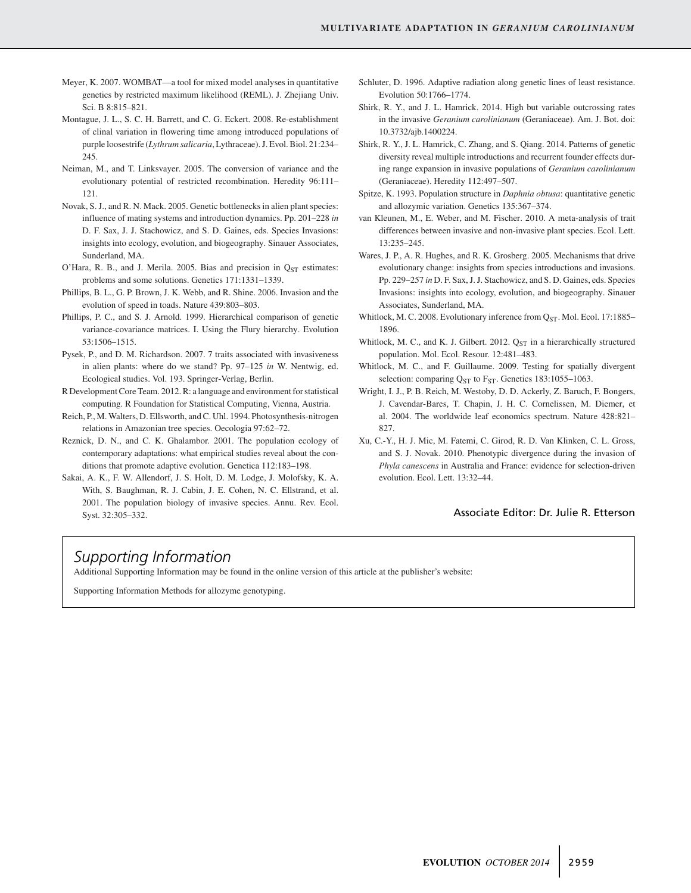Meyer, K. 2007. WOMBAT—a tool for mixed model analyses in quantitative genetics by restricted maximum likelihood (REML). J. Zhejiang Univ. Sci. B 8:815–821.

Montague, J. L., S. C. H. Barrett, and C. G. Eckert. 2008. Re-establishment of clinal variation in flowering time among introduced populations of purple loosestrife (*Lythrum salicaria*, Lythraceae). J. Evol. Biol. 21:234–245.

Neiman, M., and T. Linksvayer. 2005. The conversion of variance and the evolutionary potential of restricted recombination. Heredity 96:111–121.

Novak, S. J., and R. N. Mack. 2005. Genetic bottlenecks in alien plant species: influence of mating systems and introduction dynamics. Pp. 201–228 *in* D. F. Sax, J. J. Stachowicz, and S. D. Gaines, eds. Species Invasions: insights into ecology, evolution, and biogeography. Sinauer Associates, Sunderland, MA.

O'Hara, R. B., and J. Merila. 2005. Bias and precision in $Q_{ST}$ estimates: problems and some solutions. Genetics 171:1331–1339.

Phillips, B. L., G. P. Brown, J. K. Webb, and R. Shine. 2006. Invasion and the evolution of speed in toads. Nature 439:803–803.

Phillips, P. C., and S. J. Arnold. 1999. Hierarchical comparison of genetic variance-covariance matrices. I. Using the Flury hierarchy. Evolution 53:1506–1515.

Pysek, P., and D. M. Richardson. 2007. 7 traits associated with invasiveness in alien plants: where do we stand? Pp. 97–125 *in* W. Nentwig, ed. Ecological studies. Vol. 193. Springer-Verlag, Berlin.

R Development Core Team. 2012. R: a language and environment for statistical computing. R Foundation for Statistical Computing, Vienna, Austria.

Reich, P., M. Walters, D. Ellsworth, and C. Uhl. 1994. Photosynthesis-nitrogen relations in Amazonian tree species. Oecologia 97:62–72.

Reznick, D. N., and C. K. Ghalambor. 2001. The population ecology of contemporary adaptations: what empirical studies reveal about the conditions that promote adaptive evolution. Genetica 112:183–198.

Sakai, A. K., F. W. Allendorf, J. S. Holt, D. M. Lodge, J. Molofsky, K. A. With, S. Baughman, R. J. Cabin, J. E. Cohen, N. C. Ellstrand, et al. 2001. The population biology of invasive species. Annu. Rev. Ecol. Syst. 32:305–332.

Schluter, D. 1996. Adaptive radiation along genetic lines of least resistance. Evolution 50:1766–1774.

Shirk, R. Y., and J. L. Hamrick. 2014. High but variable outcrossing rates in the invasive *Geranium carolinianum* (Geraniaceae). Am. J. Bot. doi: 10.3732/ajb.1400224.

Shirk, R. Y., J. L. Hamrick, C. Zhang, and S. Qiang. 2014. Patterns of genetic diversity reveal multiple introductions and recurrent founder effects during range expansion in invasive populations of *Geranium carolinianum* (Geraniaceae). Heredity 112:497–507.

Spitze, K. 1993. Population structure in *Daphnia obtusa*: quantitative genetic and allozymic variation. Genetics 135:367–374.

van Kleunen, M., E. Weber, and M. Fischer. 2010. A meta-analysis of trait differences between invasive and non-invasive plant species. Ecol. Lett. 13:235–245.

Wares, J. P., A. R. Hughes, and R. K. Grosberg. 2005. Mechanisms that drive evolutionary change: insights from species introductions and invasions. Pp. 229–257 *in* D. F. Sax, J. J. Stachowicz, and S. D. Gaines, eds. Species Invasions: insights into ecology, evolution, and biogeography. Sinauer Associates, Sunderland, MA.

Whitlock, M. C. 2008. Evolutionary inference from $Q_{ST}$. Mol. Ecol. 17:1885–1896.

Whitlock, M. C., and K. J. Gilbert. 2012. $Q_{ST}$ in a hierarchically structured population. Mol. Ecol. Resour. 12:481–483.

Whitlock, M. C., and F. Guillaume. 2009. Testing for spatially divergent selection: comparing $Q_{ST}$ to $F_{ST}$. Genetics 183:1055–1063.

Wright, I. J., P. B. Reich, M. Westoby, D. D. Ackerly, Z. Baruch, F. Bongers, J. Cavendar-Bares, T. Chapin, J. H. C. Cornelissen, M. Diemer, et al. 2004. The worldwide leaf economics spectrum. Nature 428:821–827.

Xu, C.-Y., H. J. Mic, M. Fatemi, C. Girod, R. D. Van Klinken, C. L. Gross, and S. J. Novak. 2010. Phenotypic divergence during the invasion of *Phyla canescens* in Australia and France: evidence for selection-driven evolution. Ecol. Lett. 13:32–44.

Associate Editor: Dr. Julie R. Etterson

## *Supporting Information*

Additional Supporting Information may be found in the online version of this article at the publisher's website:

Supporting Information Methods for allozyme genotyping.